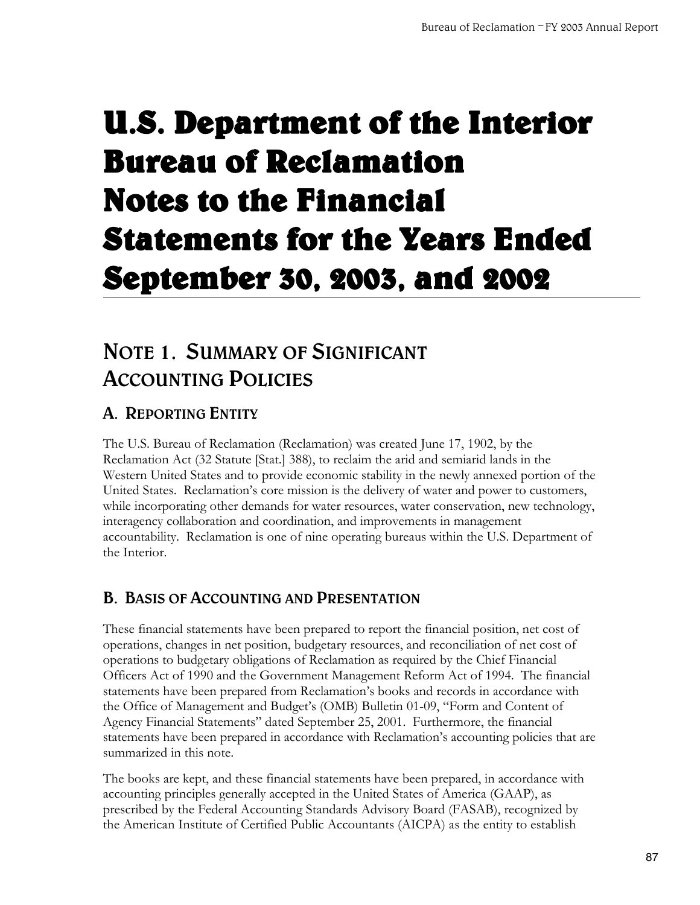# U.S. Department of the Interior Bureau of Reclamation Notes to the Financial Statements for the Years Ended September 30, 2003, and 2002

## NOTE 1. SUMMARY OF SIGNIFICANT ACCOUNTING POLICIES

### A. REPORTING ENTITY

The U.S. Bureau of Reclamation (Reclamation) was created June 17, 1902, by the Reclamation Act (32 Statute [Stat.] 388), to reclaim the arid and semiarid lands in the Western United States and to provide economic stability in the newly annexed portion of the United States. Reclamation's core mission is the delivery of water and power to customers, while incorporating other demands for water resources, water conservation, new technology, interagency collaboration and coordination, and improvements in management accountability. Reclamation is one of nine operating bureaus within the U.S. Department of the Interior.

### B. BASIS OF ACCOUNTING AND PRESENTATION

These financial statements have been prepared to report the financial position, net cost of operations, changes in net position, budgetary resources, and reconciliation of net cost of operations to budgetary obligations of Reclamation as required by the Chief Financial Officers Act of 1990 and the Government Management Reform Act of 1994. The financial statements have been prepared from Reclamation's books and records in accordance with the Office of Management and Budget's (OMB) Bulletin 01-09, "Form and Content of Agency Financial Statements" dated September 25, 2001. Furthermore, the financial statements have been prepared in accordance with Reclamation's accounting policies that are summarized in this note.

The books are kept, and these financial statements have been prepared, in accordance with accounting principles generally accepted in the United States of America (GAAP), as prescribed by the Federal Accounting Standards Advisory Board (FASAB), recognized by the American Institute of Certified Public Accountants (AICPA) as the entity to establish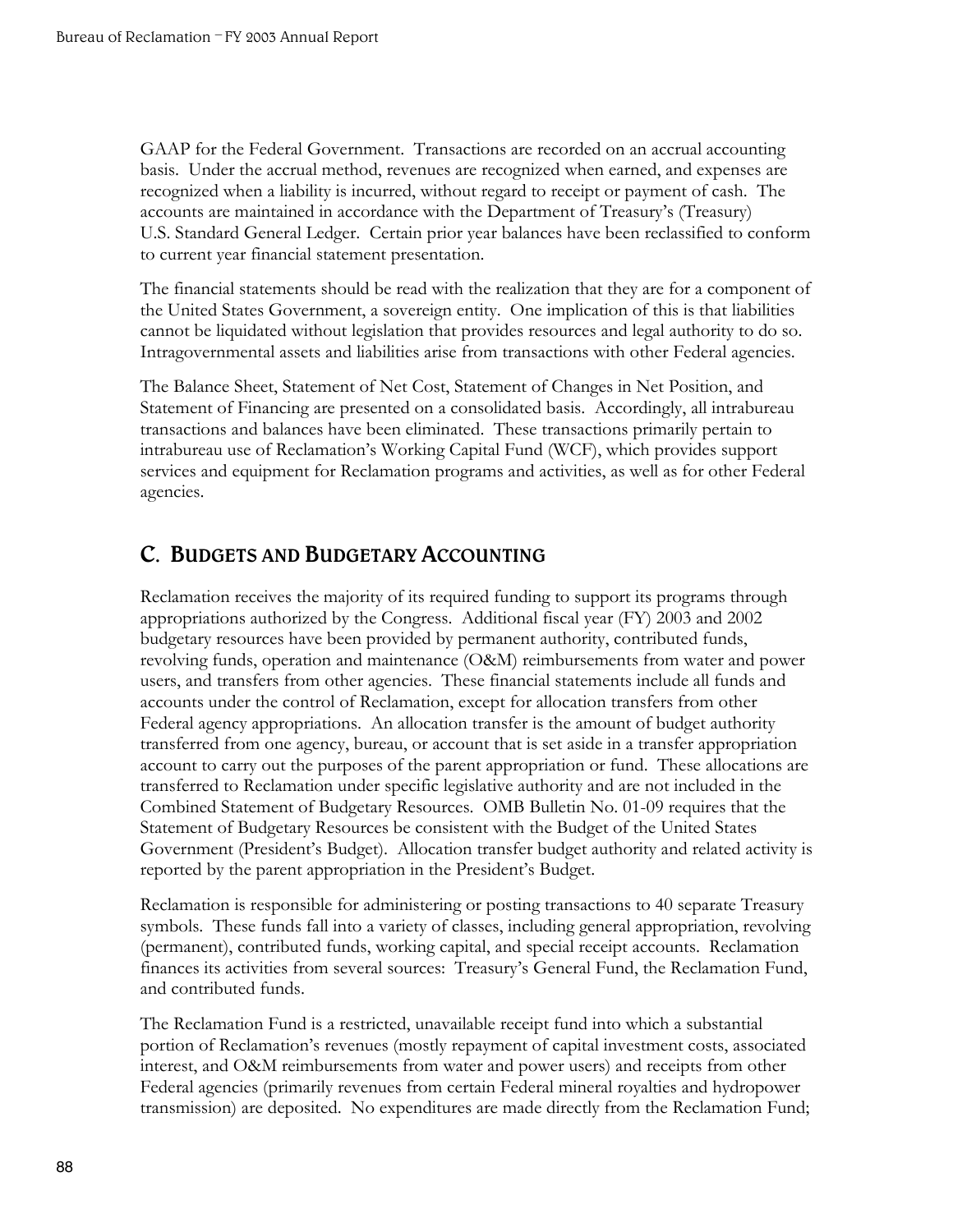GAAP for the Federal Government. Transactions are recorded on an accrual accounting basis. Under the accrual method, revenues are recognized when earned, and expenses are recognized when a liability is incurred, without regard to receipt or payment of cash. The accounts are maintained in accordance with the Department of Treasury's (Treasury) U.S. Standard General Ledger. Certain prior year balances have been reclassified to conform to current year financial statement presentation.

The financial statements should be read with the realization that they are for a component of the United States Government, a sovereign entity. One implication of this is that liabilities cannot be liquidated without legislation that provides resources and legal authority to do so. Intragovernmental assets and liabilities arise from transactions with other Federal agencies.

The Balance Sheet, Statement of Net Cost, Statement of Changes in Net Position, and Statement of Financing are presented on a consolidated basis. Accordingly, all intrabureau transactions and balances have been eliminated. These transactions primarily pertain to intrabureau use of Reclamation's Working Capital Fund (WCF), which provides support services and equipment for Reclamation programs and activities, as well as for other Federal agencies.

## C. Budgets and Budgetary Accounting

Reclamation receives the majority of its required funding to support its programs through appropriations authorized by the Congress. Additional fiscal year (FY) 2003 and 2002 budgetary resources have been provided by permanent authority, contributed funds, revolving funds, operation and maintenance (O&M) reimbursements from water and power users, and transfers from other agencies. These financial statements include all funds and accounts under the control of Reclamation, except for allocation transfers from other Federal agency appropriations. An allocation transfer is the amount of budget authority transferred from one agency, bureau, or account that is set aside in a transfer appropriation account to carry out the purposes of the parent appropriation or fund. These allocations are transferred to Reclamation under specific legislative authority and are not included in the Combined Statement of Budgetary Resources. OMB Bulletin No. 01-09 requires that the Statement of Budgetary Resources be consistent with the Budget of the United States Government (President's Budget). Allocation transfer budget authority and related activity is reported by the parent appropriation in the President's Budget.

Reclamation is responsible for administering or posting transactions to 40 separate Treasury symbols. These funds fall into a variety of classes, including general appropriation, revolving (permanent), contributed funds, working capital, and special receipt accounts. Reclamation finances its activities from several sources: Treasury's General Fund, the Reclamation Fund, and contributed funds.

The Reclamation Fund is a restricted, unavailable receipt fund into which a substantial portion of Reclamation's revenues (mostly repayment of capital investment costs, associated interest, and O&M reimbursements from water and power users) and receipts from other Federal agencies (primarily revenues from certain Federal mineral royalties and hydropower transmission) are deposited. No expenditures are made directly from the Reclamation Fund;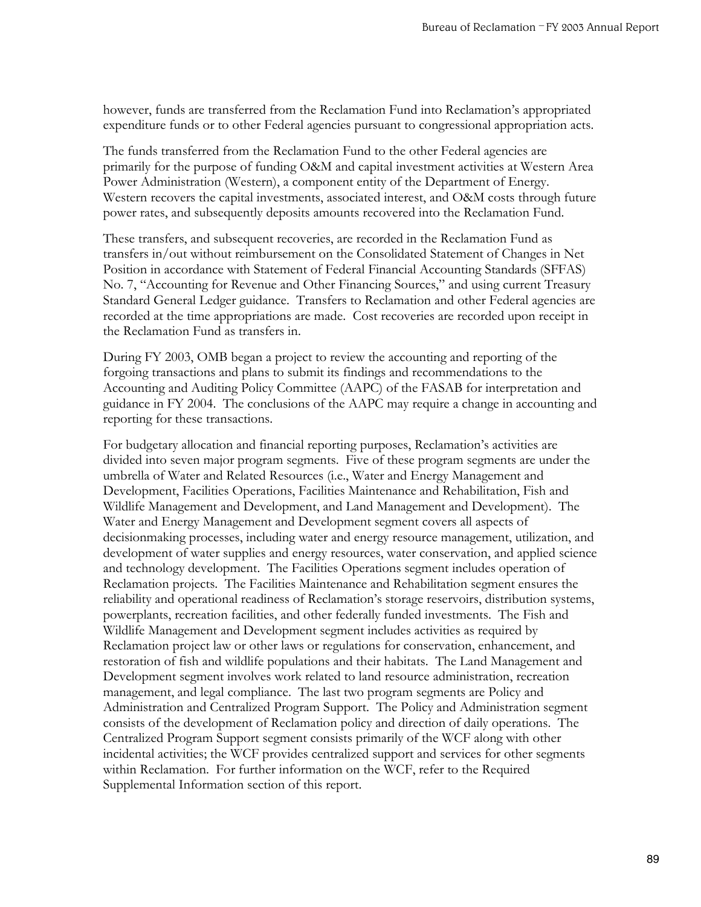however, funds are transferred from the Reclamation Fund into Reclamation's appropriated expenditure funds or to other Federal agencies pursuant to congressional appropriation acts.

The funds transferred from the Reclamation Fund to the other Federal agencies are primarily for the purpose of funding O&M and capital investment activities at Western Area Power Administration (Western), a component entity of the Department of Energy. Western recovers the capital investments, associated interest, and O&M costs through future power rates, and subsequently deposits amounts recovered into the Reclamation Fund.

These transfers, and subsequent recoveries, are recorded in the Reclamation Fund as transfers in/out without reimbursement on the Consolidated Statement of Changes in Net Position in accordance with Statement of Federal Financial Accounting Standards (SFFAS) No. 7, "Accounting for Revenue and Other Financing Sources," and using current Treasury Standard General Ledger guidance. Transfers to Reclamation and other Federal agencies are recorded at the time appropriations are made. Cost recoveries are recorded upon receipt in the Reclamation Fund as transfers in.

During FY 2003, OMB began a project to review the accounting and reporting of the forgoing transactions and plans to submit its findings and recommendations to the Accounting and Auditing Policy Committee (AAPC) of the FASAB for interpretation and guidance in FY 2004. The conclusions of the AAPC may require a change in accounting and reporting for these transactions.

For budgetary allocation and financial reporting purposes, Reclamation's activities are divided into seven major program segments. Five of these program segments are under the umbrella of Water and Related Resources (i.e., Water and Energy Management and Development, Facilities Operations, Facilities Maintenance and Rehabilitation, Fish and Wildlife Management and Development, and Land Management and Development). The Water and Energy Management and Development segment covers all aspects of decisionmaking processes, including water and energy resource management, utilization, and development of water supplies and energy resources, water conservation, and applied science and technology development. The Facilities Operations segment includes operation of Reclamation projects. The Facilities Maintenance and Rehabilitation segment ensures the reliability and operational readiness of Reclamation's storage reservoirs, distribution systems, powerplants, recreation facilities, and other federally funded investments. The Fish and Wildlife Management and Development segment includes activities as required by Reclamation project law or other laws or regulations for conservation, enhancement, and restoration of fish and wildlife populations and their habitats. The Land Management and Development segment involves work related to land resource administration, recreation management, and legal compliance. The last two program segments are Policy and Administration and Centralized Program Support. The Policy and Administration segment consists of the development of Reclamation policy and direction of daily operations. The Centralized Program Support segment consists primarily of the WCF along with other incidental activities; the WCF provides centralized support and services for other segments within Reclamation. For further information on the WCF, refer to the Required Supplemental Information section of this report.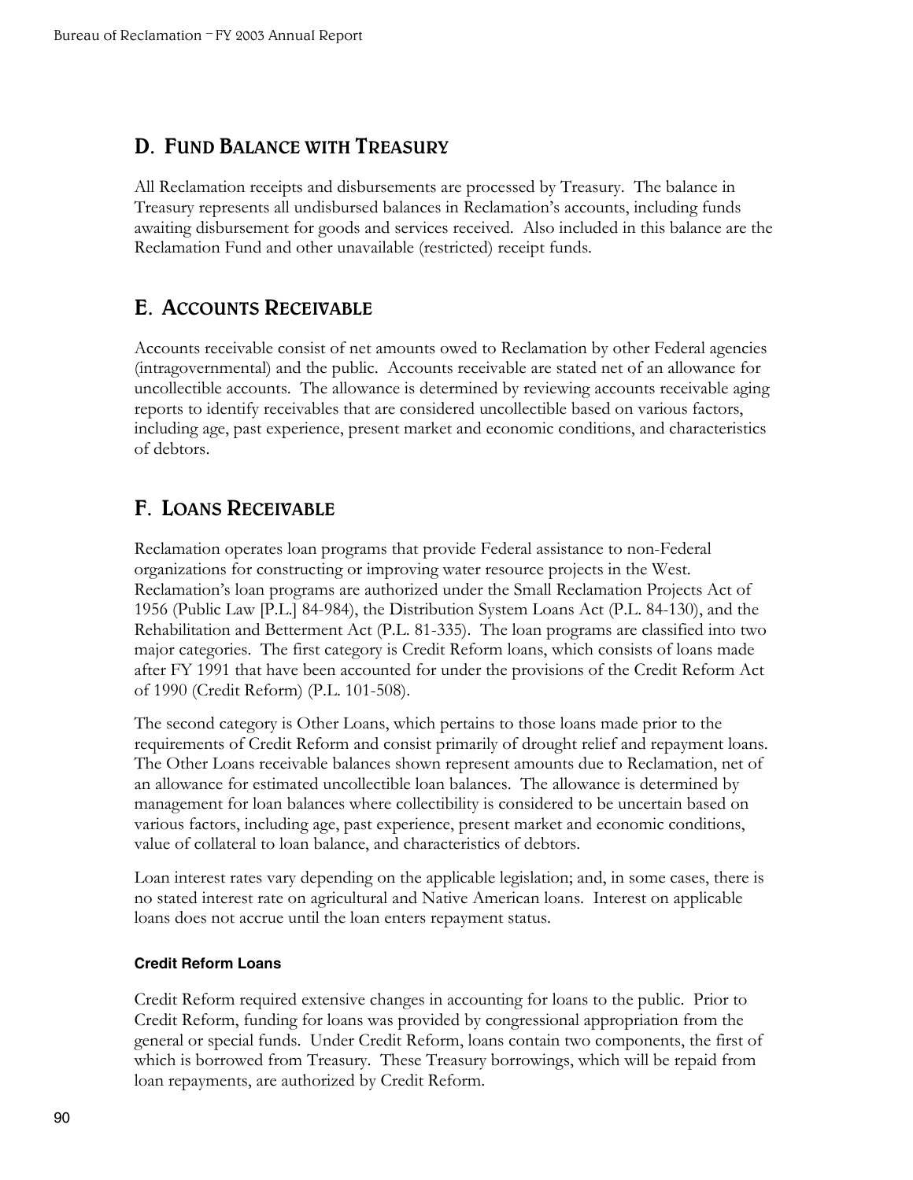## D. Fund Balance with Treasury

All Reclamation receipts and disbursements are processed by Treasury. The balance in Treasury represents all undisbursed balances in Reclamation's accounts, including funds awaiting disbursement for goods and services received. Also included in this balance are the Reclamation Fund and other unavailable (restricted) receipt funds.

## E. Accounts Receivable

Accounts receivable consist of net amounts owed to Reclamation by other Federal agencies (intragovernmental) and the public. Accounts receivable are stated net of an allowance for uncollectible accounts. The allowance is determined by reviewing accounts receivable aging reports to identify receivables that are considered uncollectible based on various factors, including age, past experience, present market and economic conditions, and characteristics of debtors.

## F. Loans Receivable

Reclamation operates loan programs that provide Federal assistance to non-Federal organizations for constructing or improving water resource projects in the West. Reclamation's loan programs are authorized under the Small Reclamation Projects Act of 1956 (Public Law [P.L.] 84-984), the Distribution System Loans Act (P.L. 84-130), and the Rehabilitation and Betterment Act (P.L. 81-335). The loan programs are classified into two major categories. The first category is Credit Reform loans, which consists of loans made after FY 1991 that have been accounted for under the provisions of the Credit Reform Act of 1990 (Credit Reform) (P.L. 101-508).

The second category is Other Loans, which pertains to those loans made prior to the requirements of Credit Reform and consist primarily of drought relief and repayment loans. The Other Loans receivable balances shown represent amounts due to Reclamation, net of an allowance for estimated uncollectible loan balances. The allowance is determined by management for loan balances where collectibility is considered to be uncertain based on various factors, including age, past experience, present market and economic conditions, value of collateral to loan balance, and characteristics of debtors.

Loan interest rates vary depending on the applicable legislation; and, in some cases, there is no stated interest rate on agricultural and Native American loans. Interest on applicable loans does not accrue until the loan enters repayment status.

#### Credit Reform Loans

Credit Reform required extensive changes in accounting for loans to the public. Prior to Credit Reform, funding for loans was provided by congressional appropriation from the general or special funds. Under Credit Reform, loans contain two components, the first of which is borrowed from Treasury. These Treasury borrowings, which will be repaid from loan repayments, are authorized by Credit Reform.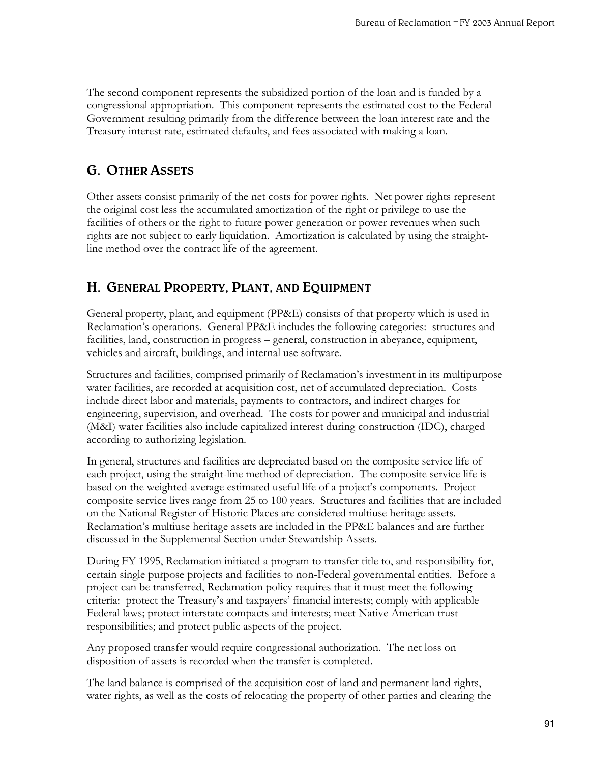The second component represents the subsidized portion of the loan and is funded by a congressional appropriation. This component represents the estimated cost to the Federal Government resulting primarily from the difference between the loan interest rate and the Treasury interest rate, estimated defaults, and fees associated with making a loan.

## G. Other Assets

Other assets consist primarily of the net costs for power rights. Net power rights represent the original cost less the accumulated amortization of the right or privilege to use the facilities of others or the right to future power generation or power revenues when such rights are not subject to early liquidation. Amortization is calculated by using the straight-line method over the contract life of the agreement.

## H. General Property, Plant, and Equipment

General property, plant, and equipment (PP&E) consists of that property which is used in Reclamation's operations. General PP&E includes the following categories: structures and facilities, land, construction in progress – general, construction in abeyance, equipment, vehicles and aircraft, buildings, and internal use software.

Structures and facilities, comprised primarily of Reclamation's investment in its multipurpose water facilities, are recorded at acquisition cost, net of accumulated depreciation. Costs include direct labor and materials, payments to contractors, and indirect charges for engineering, supervision, and overhead. The costs for power and municipal and industrial (M&I) water facilities also include capitalized interest during construction (IDC), charged according to authorizing legislation.

In general, structures and facilities are depreciated based on the composite service life of each project, using the straight-line method of depreciation. The composite service life is based on the weighted-average estimated useful life of a project's components. Project composite service lives range from 25 to 100 years. Structures and facilities that are included on the National Register of Historic Places are considered multiuse heritage assets. Reclamation's multiuse heritage assets are included in the PP&E balances and are further discussed in the Supplemental Section under Stewardship Assets.

During FY 1995, Reclamation initiated a program to transfer title to, and responsibility for, certain single purpose projects and facilities to non-Federal governmental entities. Before a project can be transferred, Reclamation policy requires that it must meet the following criteria: protect the Treasury's and taxpayers' financial interests; comply with applicable Federal laws; protect interstate compacts and interests; meet Native American trust responsibilities; and protect public aspects of the project.

Any proposed transfer would require congressional authorization. The net loss on disposition of assets is recorded when the transfer is completed.

The land balance is comprised of the acquisition cost of land and permanent land rights, water rights, as well as the costs of relocating the property of other parties and clearing the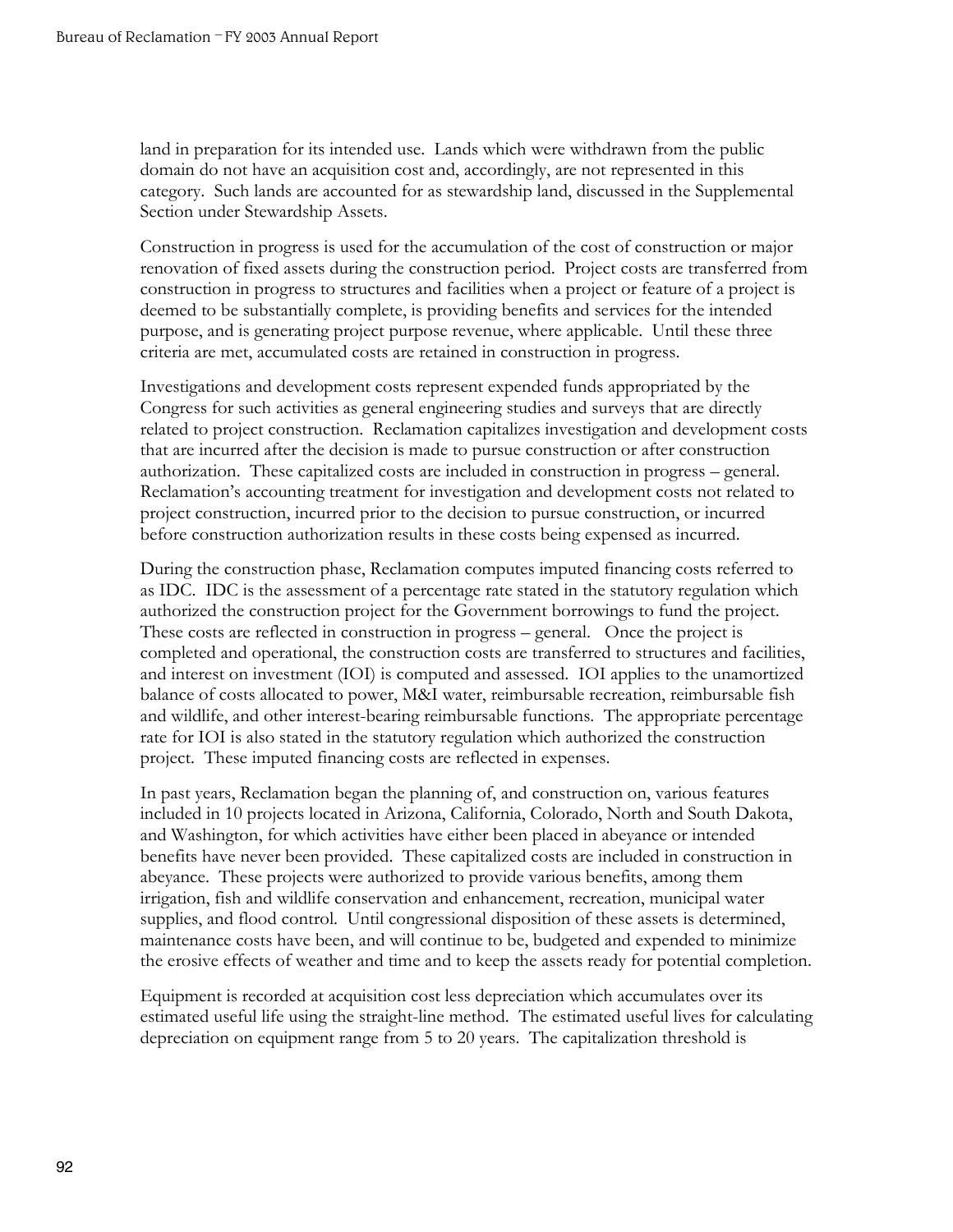land in preparation for its intended use. Lands which were withdrawn from the public domain do not have an acquisition cost and, accordingly, are not represented in this category. Such lands are accounted for as stewardship land, discussed in the Supplemental Section under Stewardship Assets.

Construction in progress is used for the accumulation of the cost of construction or major renovation of fixed assets during the construction period. Project costs are transferred from construction in progress to structures and facilities when a project or feature of a project is deemed to be substantially complete, is providing benefits and services for the intended purpose, and is generating project purpose revenue, where applicable. Until these three criteria are met, accumulated costs are retained in construction in progress.

Investigations and development costs represent expended funds appropriated by the Congress for such activities as general engineering studies and surveys that are directly related to project construction. Reclamation capitalizes investigation and development costs that are incurred after the decision is made to pursue construction or after construction authorization. These capitalized costs are included in construction in progress – general. Reclamation's accounting treatment for investigation and development costs not related to project construction, incurred prior to the decision to pursue construction, or incurred before construction authorization results in these costs being expensed as incurred.

During the construction phase, Reclamation computes imputed financing costs referred to as IDC. IDC is the assessment of a percentage rate stated in the statutory regulation which authorized the construction project for the Government borrowings to fund the project. These costs are reflected in construction in progress – general. Once the project is completed and operational, the construction costs are transferred to structures and facilities, and interest on investment (IOI) is computed and assessed. IOI applies to the unamortized balance of costs allocated to power, M&I water, reimbursable recreation, reimbursable fish and wildlife, and other interest-bearing reimbursable functions. The appropriate percentage rate for IOI is also stated in the statutory regulation which authorized the construction project. These imputed financing costs are reflected in expenses.

In past years, Reclamation began the planning of, and construction on, various features included in 10 projects located in Arizona, California, Colorado, North and South Dakota, and Washington, for which activities have either been placed in abeyance or intended benefits have never been provided. These capitalized costs are included in construction in abeyance. These projects were authorized to provide various benefits, among them irrigation, fish and wildlife conservation and enhancement, recreation, municipal water supplies, and flood control. Until congressional disposition of these assets is determined, maintenance costs have been, and will continue to be, budgeted and expended to minimize the erosive effects of weather and time and to keep the assets ready for potential completion.

Equipment is recorded at acquisition cost less depreciation which accumulates over its estimated useful life using the straight-line method. The estimated useful lives for calculating depreciation on equipment range from 5 to 20 years. The capitalization threshold is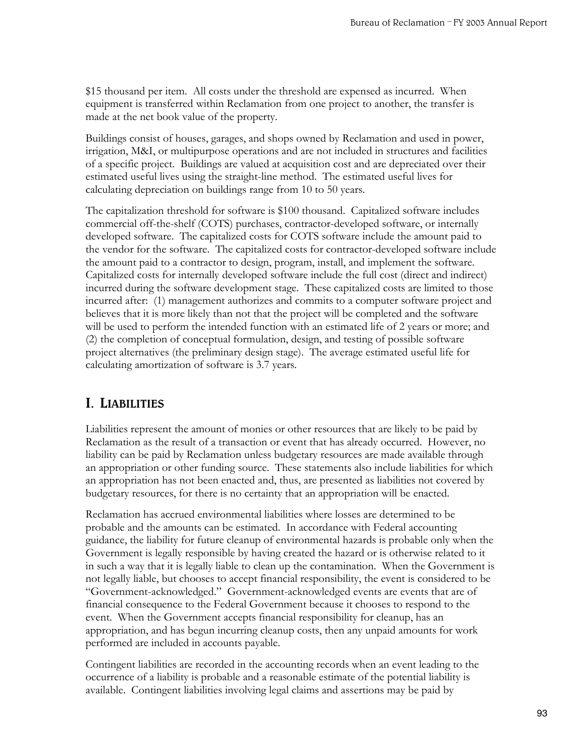$15 thousand per item. All costs under the threshold are expensed as incurred. When equipment is transferred within Reclamation from one project to another, the transfer is made at the net book value of the property.

Buildings consist of houses, garages, and shops owned by Reclamation and used in power, irrigation, M&I, or multipurpose operations and are not included in structures and facilities of a specific project. Buildings are valued at acquisition cost and are depreciated over their estimated useful lives using the straight-line method. The estimated useful lives for calculating depreciation on buildings range from 10 to 50 years.

The capitalization threshold for software is $100 thousand. Capitalized software includes commercial off-the-shelf (COTS) purchases, contractor-developed software, or internally developed software. The capitalized costs for COTS software include the amount paid to the vendor for the software. The capitalized costs for contractor-developed software include the amount paid to a contractor to design, program, install, and implement the software. Capitalized costs for internally developed software include the full cost (direct and indirect) incurred during the software development stage. These capitalized costs are limited to those incurred after: (1) management authorizes and commits to a computer software project and believes that it is more likely than not that the project will be completed and the software will be used to perform the intended function with an estimated life of 2 years or more; and (2) the completion of conceptual formulation, design, and testing of possible software project alternatives (the preliminary design stage). The average estimated useful life for calculating amortization of software is 3.7 years.

## I. Liabilities

Liabilities represent the amount of monies or other resources that are likely to be paid by Reclamation as the result of a transaction or event that has already occurred. However, no liability can be paid by Reclamation unless budgetary resources are made available through an appropriation or other funding source. These statements also include liabilities for which an appropriation has not been enacted and, thus, are presented as liabilities not covered by budgetary resources, for there is no certainty that an appropriation will be enacted.

Reclamation has accrued environmental liabilities where losses are determined to be probable and the amounts can be estimated. In accordance with Federal accounting guidance, the liability for future cleanup of environmental hazards is probable only when the Government is legally responsible by having created the hazard or is otherwise related to it in such a way that it is legally liable to clean up the contamination. When the Government is not legally liable, but chooses to accept financial responsibility, the event is considered to be "Government-acknowledged." Government-acknowledged events are events that are of financial consequence to the Federal Government because it chooses to respond to the event. When the Government accepts financial responsibility for cleanup, has an appropriation, and has begun incurring cleanup costs, then any unpaid amounts for work performed are included in accounts payable.

Contingent liabilities are recorded in the accounting records when an event leading to the occurrence of a liability is probable and a reasonable estimate of the potential liability is available. Contingent liabilities involving legal claims and assertions may be paid by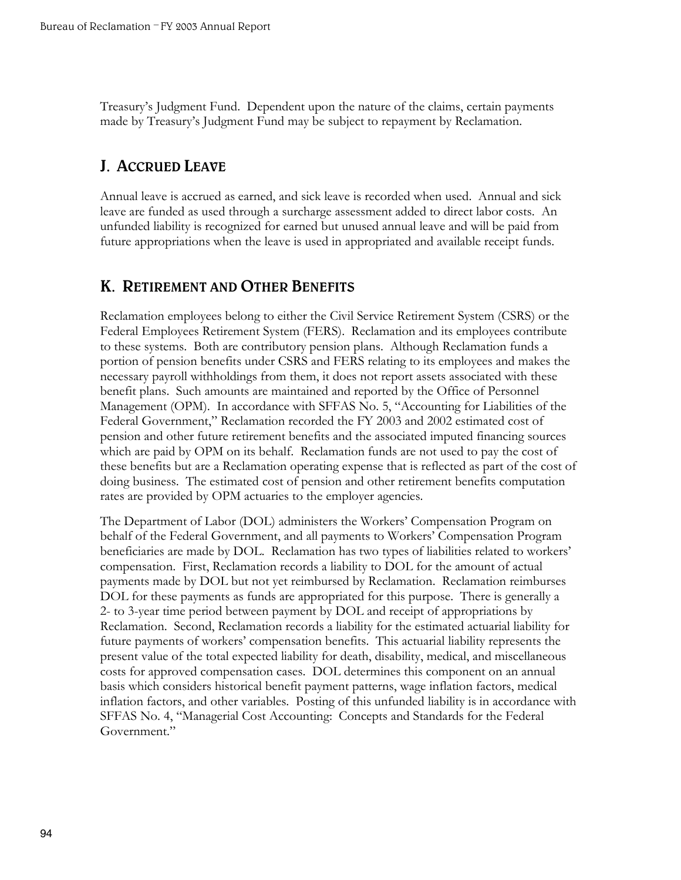Treasury's Judgment Fund. Dependent upon the nature of the claims, certain payments made by Treasury's Judgment Fund may be subject to repayment by Reclamation.

## J. Accrued Leave

Annual leave is accrued as earned, and sick leave is recorded when used. Annual and sick leave are funded as used through a surcharge assessment added to direct labor costs. An unfunded liability is recognized for earned but unused annual leave and will be paid from future appropriations when the leave is used in appropriated and available receipt funds.

## K. Retirement and Other Benefits

Reclamation employees belong to either the Civil Service Retirement System (CSRS) or the Federal Employees Retirement System (FERS). Reclamation and its employees contribute to these systems. Both are contributory pension plans. Although Reclamation funds a portion of pension benefits under CSRS and FERS relating to its employees and makes the necessary payroll withholdings from them, it does not report assets associated with these benefit plans. Such amounts are maintained and reported by the Office of Personnel Management (OPM). In accordance with SFFAS No. 5, "Accounting for Liabilities of the Federal Government," Reclamation recorded the FY 2003 and 2002 estimated cost of pension and other future retirement benefits and the associated imputed financing sources which are paid by OPM on its behalf. Reclamation funds are not used to pay the cost of these benefits but are a Reclamation operating expense that is reflected as part of the cost of doing business. The estimated cost of pension and other retirement benefits computation rates are provided by OPM actuaries to the employer agencies.

The Department of Labor (DOL) administers the Workers' Compensation Program on behalf of the Federal Government, and all payments to Workers' Compensation Program beneficiaries are made by DOL. Reclamation has two types of liabilities related to workers' compensation. First, Reclamation records a liability to DOL for the amount of actual payments made by DOL but not yet reimbursed by Reclamation. Reclamation reimburses DOL for these payments as funds are appropriated for this purpose. There is generally a 2- to 3-year time period between payment by DOL and receipt of appropriations by Reclamation. Second, Reclamation records a liability for the estimated actuarial liability for future payments of workers' compensation benefits. This actuarial liability represents the present value of the total expected liability for death, disability, medical, and miscellaneous costs for approved compensation cases. DOL determines this component on an annual basis which considers historical benefit payment patterns, wage inflation factors, medical inflation factors, and other variables. Posting of this unfunded liability is in accordance with SFFAS No. 4, "Managerial Cost Accounting: Concepts and Standards for the Federal Government."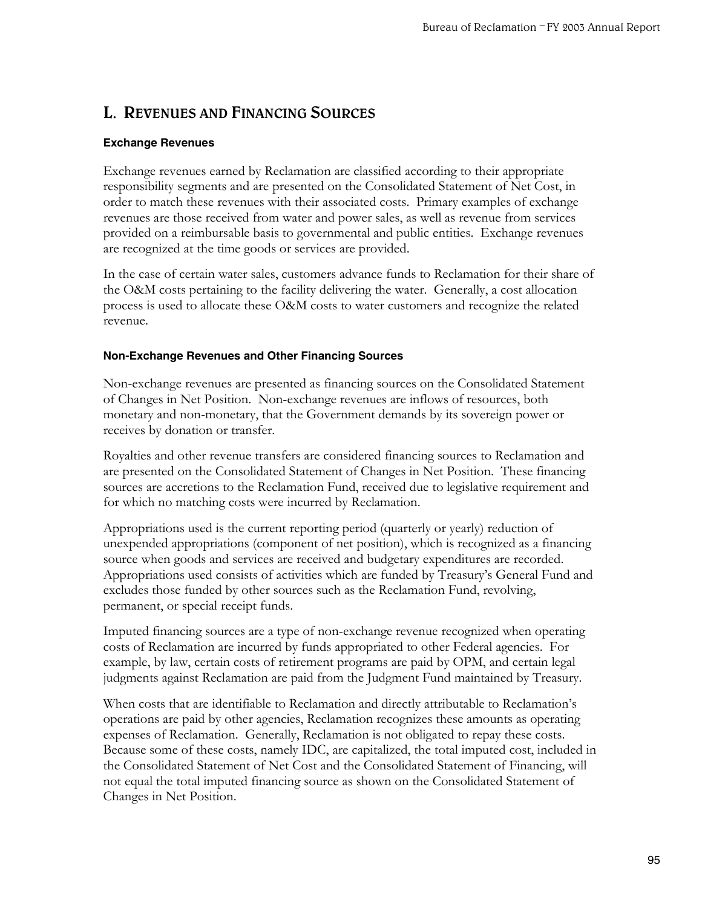## L. Revenues and Financing Sources

### Exchange Revenues

Exchange revenues earned by Reclamation are classified according to their appropriate responsibility segments and are presented on the Consolidated Statement of Net Cost, in order to match these revenues with their associated costs. Primary examples of exchange revenues are those received from water and power sales, as well as revenue from services provided on a reimbursable basis to governmental and public entities. Exchange revenues are recognized at the time goods or services are provided.

In the case of certain water sales, customers advance funds to Reclamation for their share of the O&M costs pertaining to the facility delivering the water. Generally, a cost allocation process is used to allocate these O&M costs to water customers and recognize the related revenue.

### Non-Exchange Revenues and Other Financing Sources

Non-exchange revenues are presented as financing sources on the Consolidated Statement of Changes in Net Position. Non-exchange revenues are inflows of resources, both monetary and non-monetary, that the Government demands by its sovereign power or receives by donation or transfer.

Royalties and other revenue transfers are considered financing sources to Reclamation and are presented on the Consolidated Statement of Changes in Net Position. These financing sources are accretions to the Reclamation Fund, received due to legislative requirement and for which no matching costs were incurred by Reclamation.

Appropriations used is the current reporting period (quarterly or yearly) reduction of unexpended appropriations (component of net position), which is recognized as a financing source when goods and services are received and budgetary expenditures are recorded. Appropriations used consists of activities which are funded by Treasury's General Fund and excludes those funded by other sources such as the Reclamation Fund, revolving, permanent, or special receipt funds.

Imputed financing sources are a type of non-exchange revenue recognized when operating costs of Reclamation are incurred by funds appropriated to other Federal agencies. For example, by law, certain costs of retirement programs are paid by OPM, and certain legal judgments against Reclamation are paid from the Judgment Fund maintained by Treasury.

When costs that are identifiable to Reclamation and directly attributable to Reclamation's operations are paid by other agencies, Reclamation recognizes these amounts as operating expenses of Reclamation. Generally, Reclamation is not obligated to repay these costs. Because some of these costs, namely IDC, are capitalized, the total imputed cost, included in the Consolidated Statement of Net Cost and the Consolidated Statement of Financing, will not equal the total imputed financing source as shown on the Consolidated Statement of Changes in Net Position.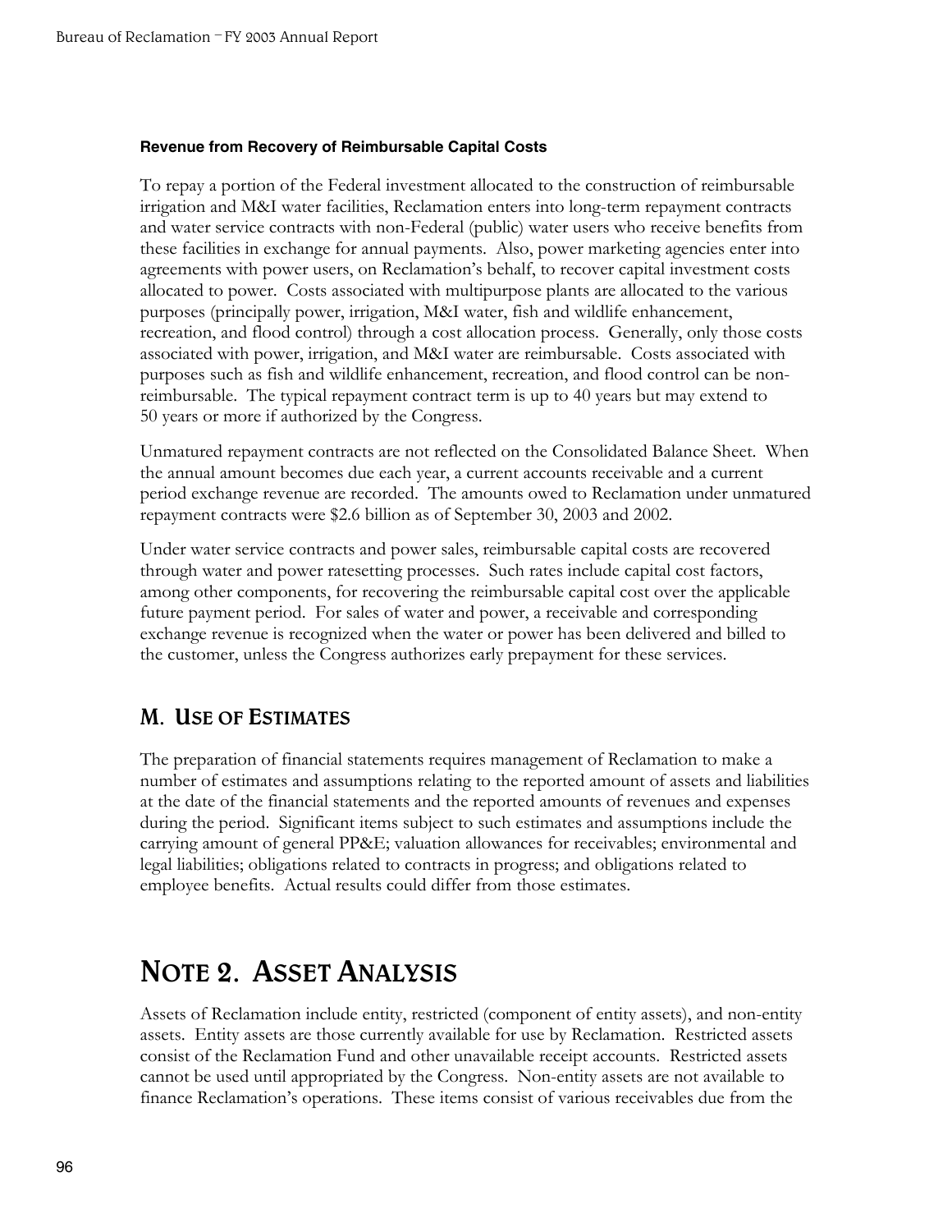**Revenue from Recovery of Reimbursable Capital Costs**

To repay a portion of the Federal investment allocated to the construction of reimbursable irrigation and M&I water facilities, Reclamation enters into long-term repayment contracts and water service contracts with non-Federal (public) water users who receive benefits from these facilities in exchange for annual payments. Also, power marketing agencies enter into agreements with power users, on Reclamation's behalf, to recover capital investment costs allocated to power. Costs associated with multipurpose plants are allocated to the various purposes (principally power, irrigation, M&I water, fish and wildlife enhancement, recreation, and flood control) through a cost allocation process. Generally, only those costs associated with power, irrigation, and M&I water are reimbursable. Costs associated with purposes such as fish and wildlife enhancement, recreation, and flood control can be non-reimbursable. The typical repayment contract term is up to 40 years but may extend to 50 years or more if authorized by the Congress.

Unmatured repayment contracts are not reflected on the Consolidated Balance Sheet. When the annual amount becomes due each year, a current accounts receivable and a current period exchange revenue are recorded. The amounts owed to Reclamation under unmatured repayment contracts were $2.6 billion as of September 30, 2003 and 2002.

Under water service contracts and power sales, reimbursable capital costs are recovered through water and power ratesetting processes. Such rates include capital cost factors, among other components, for recovering the reimbursable capital cost over the applicable future payment period. For sales of water and power, a receivable and corresponding exchange revenue is recognized when the water or power has been delivered and billed to the customer, unless the Congress authorizes early prepayment for these services.

## M. Use of Estimates

The preparation of financial statements requires management of Reclamation to make a number of estimates and assumptions relating to the reported amount of assets and liabilities at the date of the financial statements and the reported amounts of revenues and expenses during the period. Significant items subject to such estimates and assumptions include the carrying amount of general PP&E; valuation allowances for receivables; environmental and legal liabilities; obligations related to contracts in progress; and obligations related to employee benefits. Actual results could differ from those estimates.

# Note 2. Asset Analysis

Assets of Reclamation include entity, restricted (component of entity assets), and non-entity assets. Entity assets are those currently available for use by Reclamation. Restricted assets consist of the Reclamation Fund and other unavailable receipt accounts. Restricted assets cannot be used until appropriated by the Congress. Non-entity assets are not available to finance Reclamation's operations. These items consist of various receivables due from the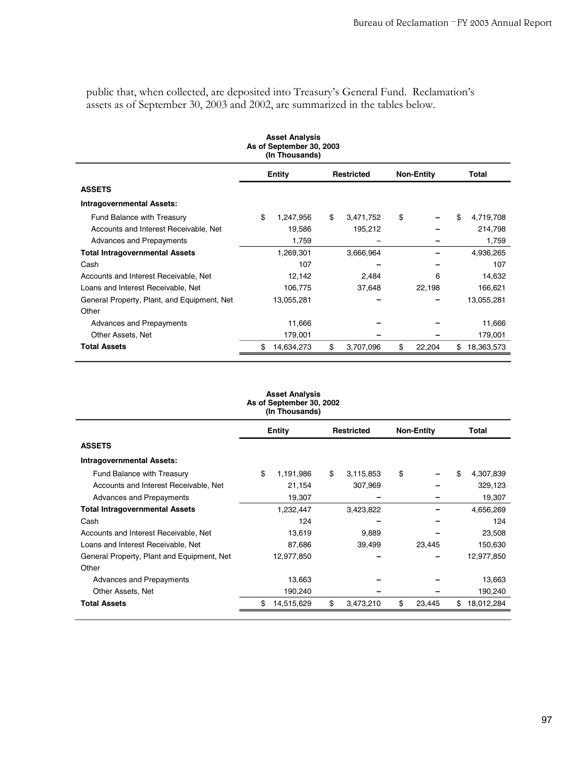public that, when collected, are deposited into Treasury's General Fund. Reclamation's assets as of September 30, 2003 and 2002, are summarized in the tables below.

**Asset Analysis**
**As of September 30, 2003**
**(In Thousands)**

| | Entity | Restricted | Non-Entity | Total |
|---|---|---|---|---|
| **ASSETS** | | | | |
| **Intragovernmental Assets:** | | | | |
| Fund Balance with Treasury | $ 1,247,956 | $ 3,471,752 | $ – | $ 4,719,708 |
| Accounts and Interest Receivable, Net | 19,586 | 195,212 | – | 214,798 |
| Advances and Prepayments | 1,759 | – | – | 1,759 |
| **Total Intragovernmental Assets** | 1,269,301 | 3,666,964 | – | 4,936,265 |
| Cash | 107 | – | – | 107 |
| Accounts and Interest Receivable, Net | 12,142 | 2,484 | 6 | 14,632 |
| Loans and Interest Receivable, Net | 106,775 | 37,648 | 22,198 | 166,621 |
| General Property, Plant, and Equipment, Net | 13,055,281 | – | – | 13,055,281 |
| Other | | | | |
| Advances and Prepayments | 11,666 | – | – | 11,666 |
| Other Assets, Net | 179,001 | – | – | 179,001 |
| **Total Assets** | $ 14,634,273 | $ 3,707,096 | $ 22,204 | $ 18,363,573 |

**Asset Analysis**
**As of September 30, 2002**
**(In Thousands)**

| | Entity | Restricted | Non-Entity | Total |
|---|---|---|---|---|
| **ASSETS** | | | | |
| **Intragovernmental Assets:** | | | | |
| Fund Balance with Treasury | $ 1,191,986 | $ 3,115,853 | $ – | $ 4,307,839 |
| Accounts and Interest Receivable, Net | 21,154 | 307,969 | – | 329,123 |
| Advances and Prepayments | 19,307 | – | – | 19,307 |
| **Total Intragovernmental Assets** | 1,232,447 | 3,423,822 | – | 4,656,269 |
| Cash | 124 | – | – | 124 |
| Accounts and Interest Receivable, Net | 13,619 | 9,889 | – | 23,508 |
| Loans and Interest Receivable, Net | 87,686 | 39,499 | 23,445 | 150,630 |
| General Property, Plant and Equipment, Net | 12,977,850 | – | – | 12,977,850 |
| Other | | | | |
| Advances and Prepayments | 13,663 | – | – | 13,663 |
| Other Assets, Net | 190,240 | – | – | 190,240 |
| **Total Assets** | $ 14,515,629 | $ 3,473,210 | $ 23,445 | $ 18,012,284 |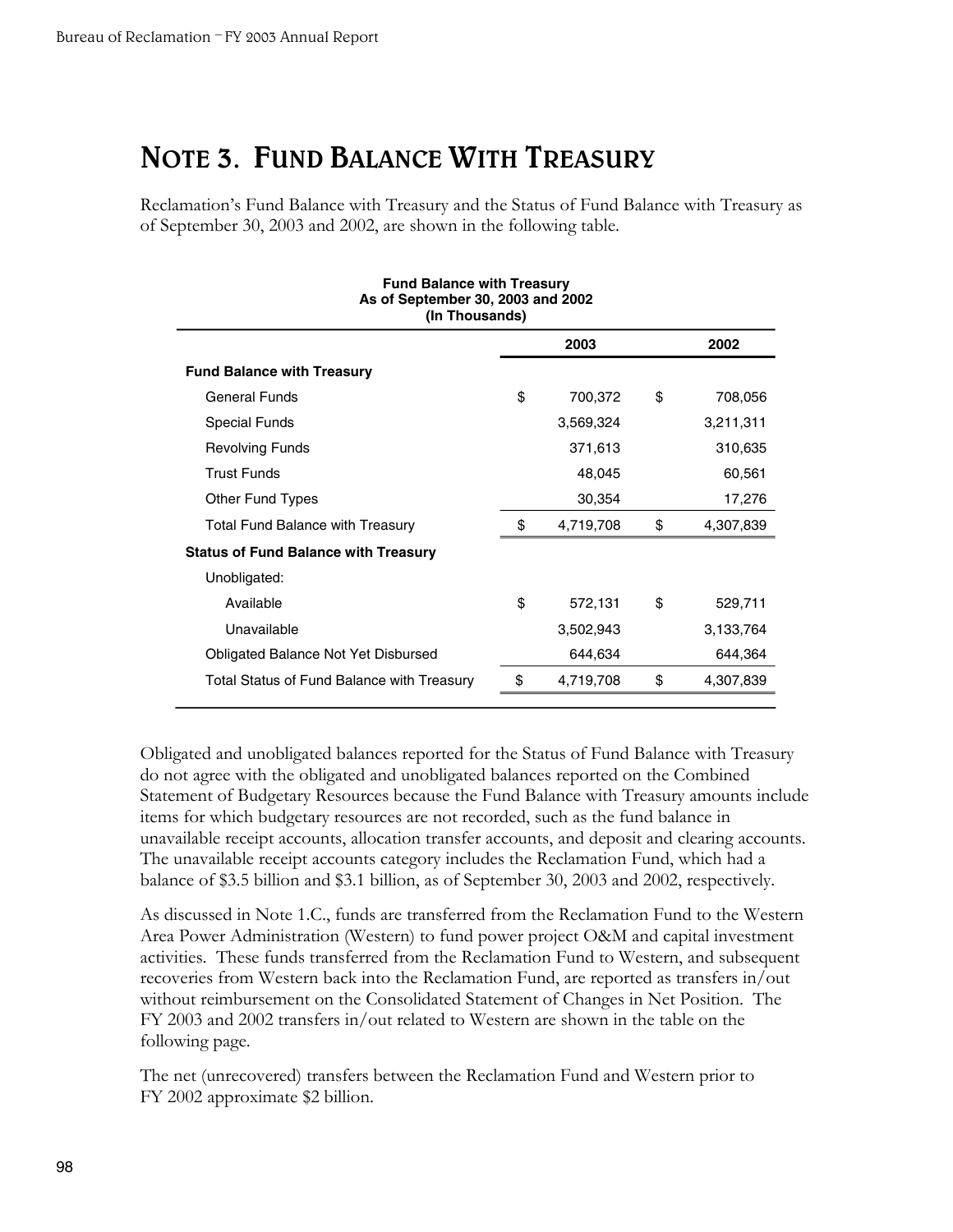# NOTE 3. FUND BALANCE WITH TREASURY

Reclamation's Fund Balance with Treasury and the Status of Fund Balance with Treasury as of September 30, 2003 and 2002, are shown in the following table.

**Fund Balance with Treasury**
**As of September 30, 2003 and 2002**
**(In Thousands)**

| | 2003 | 2002 |
|---|---|---|
| **Fund Balance with Treasury** | | |
| General Funds | $ 700,372 | $ 708,056 |
| Special Funds | 3,569,324 | 3,211,311 |
| Revolving Funds | 371,613 | 310,635 |
| Trust Funds | 48,045 | 60,561 |
| Other Fund Types | 30,354 | 17,276 |
| Total Fund Balance with Treasury | $ 4,719,708 | $ 4,307,839 |
| **Status of Fund Balance with Treasury** | | |
| Unobligated: | | |
| Available | $ 572,131 | $ 529,711 |
| Unavailable | 3,502,943 | 3,133,764 |
| Obligated Balance Not Yet Disbursed | 644,634 | 644,364 |
| Total Status of Fund Balance with Treasury | $ 4,719,708 | $ 4,307,839 |

Obligated and unobligated balances reported for the Status of Fund Balance with Treasury do not agree with the obligated and unobligated balances reported on the Combined Statement of Budgetary Resources because the Fund Balance with Treasury amounts include items for which budgetary resources are not recorded, such as the fund balance in unavailable receipt accounts, allocation transfer accounts, and deposit and clearing accounts. The unavailable receipt accounts category includes the Reclamation Fund, which had a balance of $3.5 billion and $3.1 billion, as of September 30, 2003 and 2002, respectively.

As discussed in Note 1.C., funds are transferred from the Reclamation Fund to the Western Area Power Administration (Western) to fund power project O&M and capital investment activities. These funds transferred from the Reclamation Fund to Western, and subsequent recoveries from Western back into the Reclamation Fund, are reported as transfers in/out without reimbursement on the Consolidated Statement of Changes in Net Position. The FY 2003 and 2002 transfers in/out related to Western are shown in the table on the following page.

The net (unrecovered) transfers between the Reclamation Fund and Western prior to FY 2002 approximate $2 billion.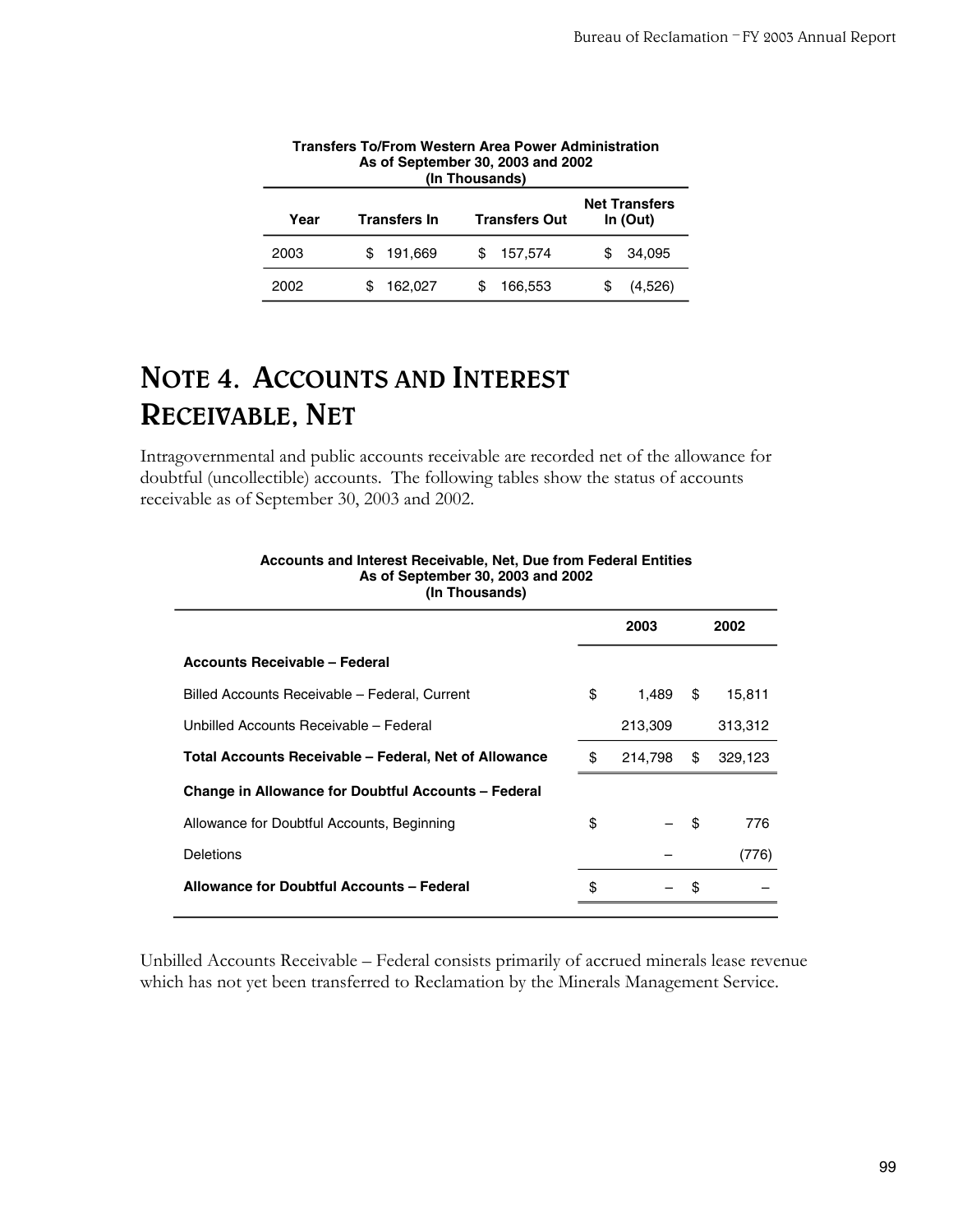**Transfers To/From Western Area Power Administration**
**As of September 30, 2003 and 2002**
**(In Thousands)**

| Year | Transfers In | Transfers Out | Net Transfers In (Out) |
|---|---|---|---|
| 2003 | $ 191,669 | $ 157,574 | $ 34,095 |
| 2002 | $ 162,027 | $ 166,553 | $ (4,526) |

## NOTE 4. ACCOUNTS AND INTEREST RECEIVABLE, NET

Intragovernmental and public accounts receivable are recorded net of the allowance for doubtful (uncollectible) accounts. The following tables show the status of accounts receivable as of September 30, 2003 and 2002.

**Accounts and Interest Receivable, Net, Due from Federal Entities**
**As of September 30, 2003 and 2002**
**(In Thousands)**

| | 2003 | 2002 |
|---|---|---|
| **Accounts Receivable – Federal** | | |
| Billed Accounts Receivable – Federal, Current | $ 1,489 | $ 15,811 |
| Unbilled Accounts Receivable – Federal | 213,309 | 313,312 |
| **Total Accounts Receivable – Federal, Net of Allowance** | $ 214,798 | $ 329,123 |
| **Change in Allowance for Doubtful Accounts – Federal** | | |
| Allowance for Doubtful Accounts, Beginning | $ – | $ 776 |
| Deletions | – | (776) |
| **Allowance for Doubtful Accounts – Federal** | $ – | $ – |

Unbilled Accounts Receivable – Federal consists primarily of accrued minerals lease revenue which has not yet been transferred to Reclamation by the Minerals Management Service.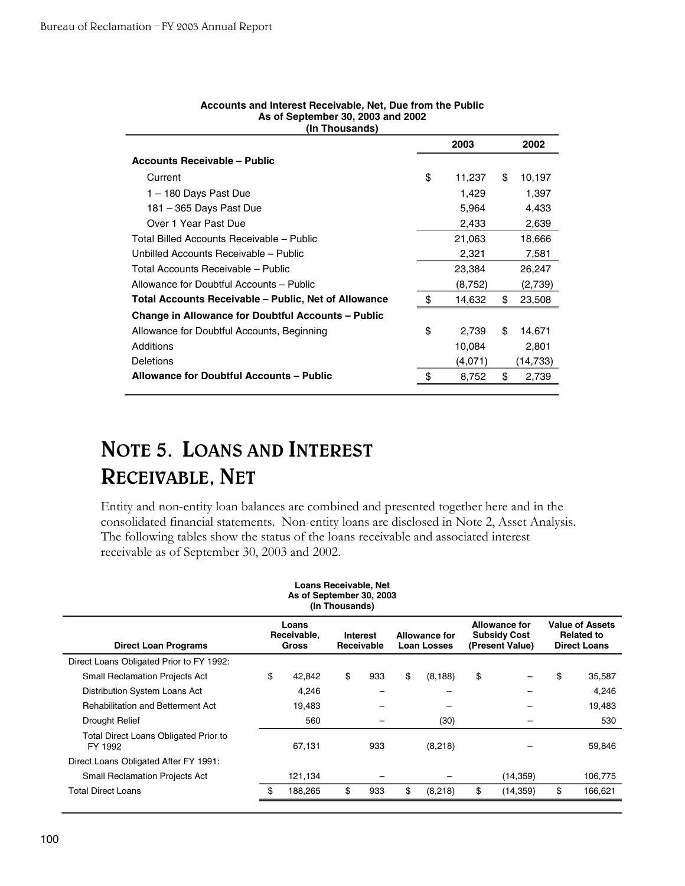**Accounts and Interest Receivable, Net, Due from the Public**
**As of September 30, 2003 and 2002**
**(In Thousands)**

| | 2003 | 2002 |
|---|---|---|
| **Accounts Receivable – Public** | | |
| Current | $ 11,237 | $ 10,197 |
| 1 – 180 Days Past Due | 1,429 | 1,397 |
| 181 – 365 Days Past Due | 5,964 | 4,433 |
| Over 1 Year Past Due | 2,433 | 2,639 |
| Total Billed Accounts Receivable – Public | 21,063 | 18,666 |
| Unbilled Accounts Receivable – Public | 2,321 | 7,581 |
| Total Accounts Receivable – Public | 23,384 | 26,247 |
| Allowance for Doubtful Accounts – Public | (8,752) | (2,739) |
| **Total Accounts Receivable – Public, Net of Allowance** | $ 14,632 | $ 23,508 |
| **Change in Allowance for Doubtful Accounts – Public** | | |
| Allowance for Doubtful Accounts, Beginning | $ 2,739 | $ 14,671 |
| Additions | 10,084 | 2,801 |
| Deletions | (4,071) | (14,733) |
| **Allowance for Doubtful Accounts – Public** | $ 8,752 | $ 2,739 |

## NOTE 5. LOANS AND INTEREST RECEIVABLE, NET

Entity and non-entity loan balances are combined and presented together here and in the consolidated financial statements. Non-entity loans are disclosed in Note 2, Asset Analysis. The following tables show the status of the loans receivable and associated interest receivable as of September 30, 2003 and 2002.

**Loans Receivable, Net**
**As of September 30, 2003**
**(In Thousands)**

| Direct Loan Programs | Loans Receivable, Gross | Interest Receivable | Allowance for Loan Losses | Allowance for Subsidy Cost (Present Value) | Value of Assets Related to Direct Loans |
|---|---|---|---|---|---|
| Direct Loans Obligated Prior to FY 1992: | | | | | |
| Small Reclamation Projects Act | $ 42,842 | $ 933 | $ (8,188) | $ – | $ 35,587 |
| Distribution System Loans Act | 4,246 | – | – | – | 4,246 |
| Rehabilitation and Betterment Act | 19,483 | – | – | – | 19,483 |
| Drought Relief | 560 | – | (30) | – | 530 |
| Total Direct Loans Obligated Prior to FY 1992 | 67,131 | 933 | (8,218) | – | 59,846 |
| Direct Loans Obligated After FY 1991: | | | | | |
| Small Reclamation Projects Act | 121,134 | – | – | (14,359) | 106,775 |
| Total Direct Loans | $ 188,265 | $ 933 | $ (8,218) | $ (14,359) | $ 166,621 |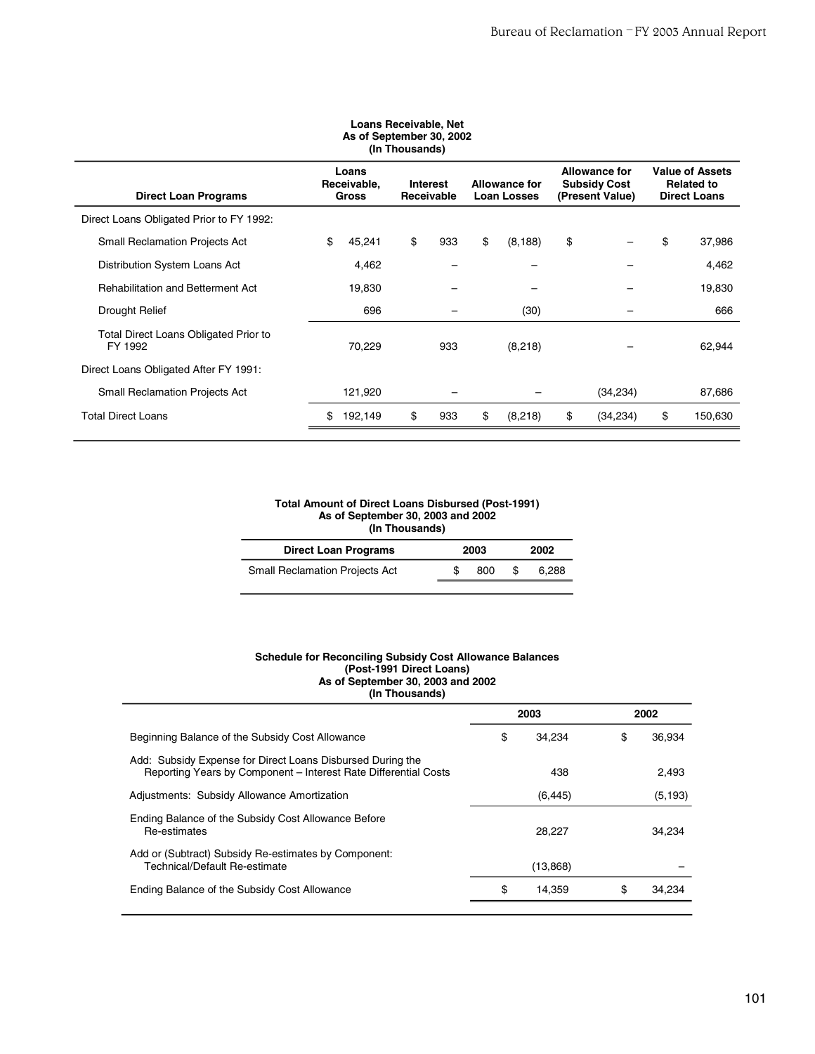**Loans Receivable, Net**
**As of September 30, 2002**
**(In Thousands)**

| Direct Loan Programs | Loans Receivable, Gross | Interest Receivable | Allowance for Loan Losses | Allowance for Subsidy Cost (Present Value) | Value of Assets Related to Direct Loans |
|---|---|---|---|---|---|
| Direct Loans Obligated Prior to FY 1992: | | | | | |
| Small Reclamation Projects Act | $ 45,241 | $ 933 | $ (8,188) | $ – | $ 37,986 |
| Distribution System Loans Act | 4,462 | – | – | – | 4,462 |
| Rehabilitation and Betterment Act | 19,830 | – | – | – | 19,830 |
| Drought Relief | 696 | – | (30) | – | 666 |
| Total Direct Loans Obligated Prior to FY 1992 | 70,229 | 933 | (8,218) | – | 62,944 |
| Direct Loans Obligated After FY 1991: | | | | | |
| Small Reclamation Projects Act | 121,920 | – | – | (34,234) | 87,686 |
| Total Direct Loans | $ 192,149 | $ 933 | $ (8,218) | $ (34,234) | $ 150,630 |

**Total Amount of Direct Loans Disbursed (Post-1991)**
**As of September 30, 2003 and 2002**
**(In Thousands)**

| Direct Loan Programs | 2003 | 2002 |
|---|---|---|
| Small Reclamation Projects Act | $ 800 | $ 6,288 |

**Schedule for Reconciling Subsidy Cost Allowance Balances**
**(Post-1991 Direct Loans)**
**As of September 30, 2003 and 2002**
**(In Thousands)**

| | 2003 | 2002 |
|---|---|---|
| Beginning Balance of the Subsidy Cost Allowance | $ 34,234 | $ 36,934 |
| Add: Subsidy Expense for Direct Loans Disbursed During the Reporting Years by Component – Interest Rate Differential Costs | 438 | 2,493 |
| Adjustments: Subsidy Allowance Amortization | (6,445) | (5,193) |
| Ending Balance of the Subsidy Cost Allowance Before Re-estimates | 28,227 | 34,234 |
| Add or (Subtract) Subsidy Re-estimates by Component: Technical/Default Re-estimate | (13,868) | – |
| Ending Balance of the Subsidy Cost Allowance | $ 14,359 | $ 34,234 |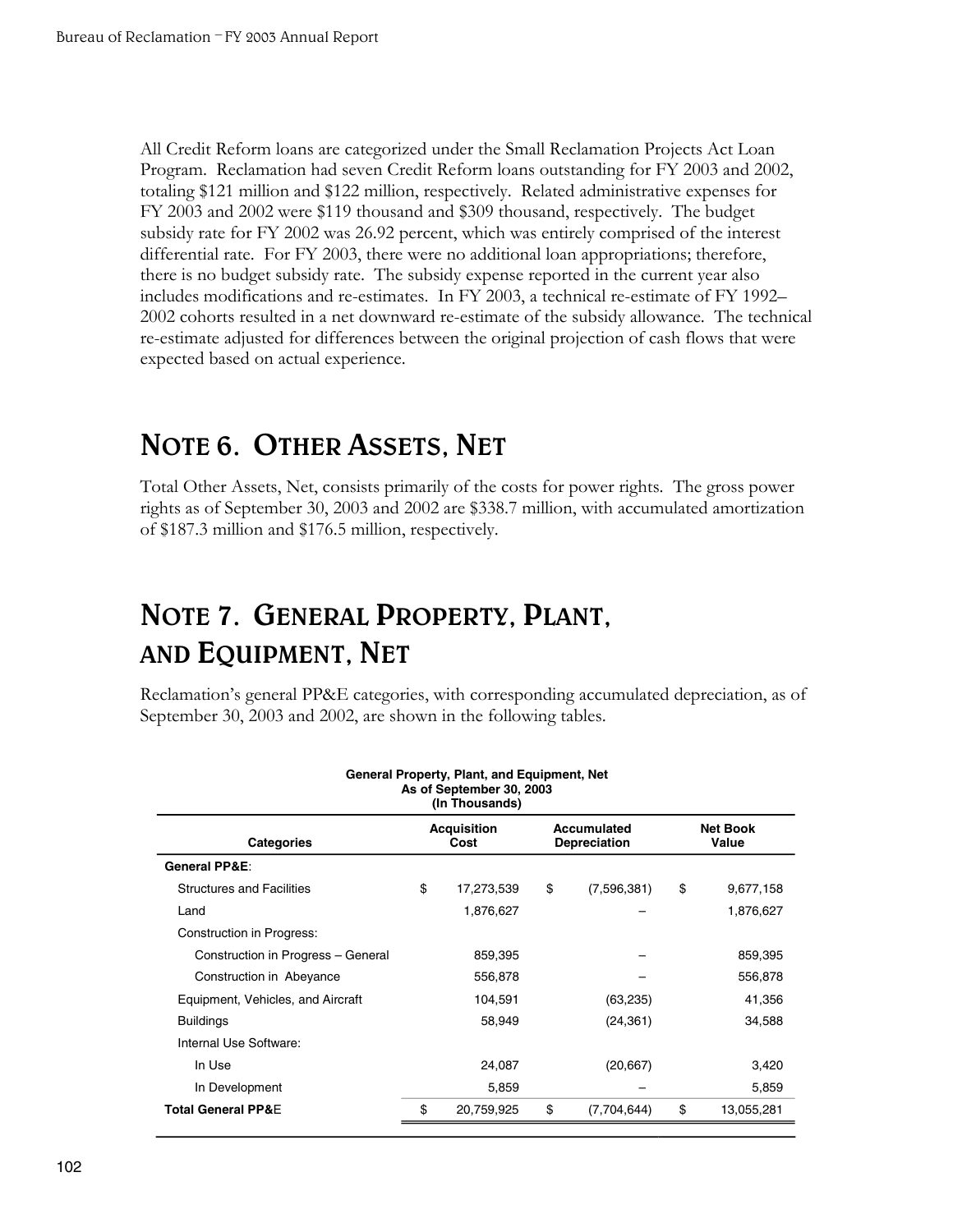All Credit Reform loans are categorized under the Small Reclamation Projects Act Loan Program. Reclamation had seven Credit Reform loans outstanding for FY 2003 and 2002, totaling $121 million and $122 million, respectively. Related administrative expenses for FY 2003 and 2002 were $119 thousand and $309 thousand, respectively. The budget subsidy rate for FY 2002 was 26.92 percent, which was entirely comprised of the interest differential rate. For FY 2003, there were no additional loan appropriations; therefore, there is no budget subsidy rate. The subsidy expense reported in the current year also includes modifications and re-estimates. In FY 2003, a technical re-estimate of FY 1992–2002 cohorts resulted in a net downward re-estimate of the subsidy allowance. The technical re-estimate adjusted for differences between the original projection of cash flows that were expected based on actual experience.

## Note 6. Other Assets, Net

Total Other Assets, Net, consists primarily of the costs for power rights. The gross power rights as of September 30, 2003 and 2002 are $338.7 million, with accumulated amortization of $187.3 million and $176.5 million, respectively.

## Note 7. General Property, Plant, and Equipment, Net

Reclamation's general PP&E categories, with corresponding accumulated depreciation, as of September 30, 2003 and 2002, are shown in the following tables.

**General Property, Plant, and Equipment, Net**
**As of September 30, 2003**
**(In Thousands)**

| Categories | Acquisition Cost | Accumulated Depreciation | Net Book Value |
|---|---|---|---|
| **General PP&E**: | | | |
| Structures and Facilities | $ 17,273,539 | $ (7,596,381) | $ 9,677,158 |
| Land | 1,876,627 | – | 1,876,627 |
| Construction in Progress: | | | |
| Construction in Progress – General | 859,395 | – | 859,395 |
| Construction in Abeyance | 556,878 | – | 556,878 |
| Equipment, Vehicles, and Aircraft | 104,591 | (63,235) | 41,356 |
| Buildings | 58,949 | (24,361) | 34,588 |
| Internal Use Software: | | | |
| In Use | 24,087 | (20,667) | 3,420 |
| In Development | 5,859 | – | 5,859 |
| **Total General PP&E** | $ 20,759,925 | $ (7,704,644) | $ 13,055,281 |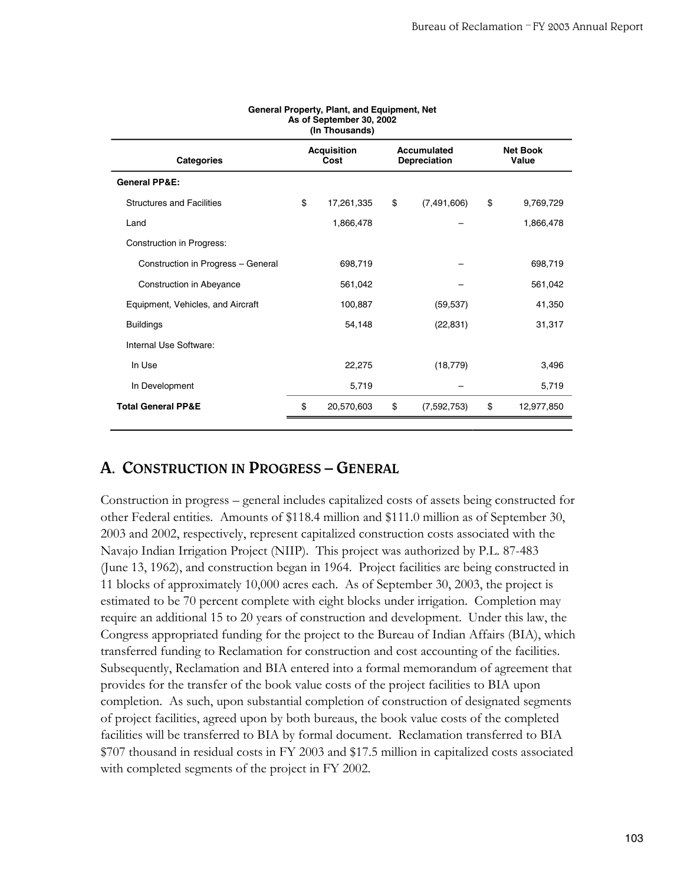**General Property, Plant, and Equipment, Net**
**As of September 30, 2002**
**(In Thousands)**

| Categories | Acquisition Cost | Accumulated Depreciation | Net Book Value |
|---|---|---|---|
| **General PP&E:** | | | |
| Structures and Facilities | $ 17,261,335 | $ (7,491,606) | $ 9,769,729 |
| Land | 1,866,478 | – | 1,866,478 |
| Construction in Progress: | | | |
| Construction in Progress – General | 698,719 | – | 698,719 |
| Construction in Abeyance | 561,042 | – | 561,042 |
| Equipment, Vehicles, and Aircraft | 100,887 | (59,537) | 41,350 |
| Buildings | 54,148 | (22,831) | 31,317 |
| Internal Use Software: | | | |
| In Use | 22,275 | (18,779) | 3,496 |
| In Development | 5,719 | – | 5,719 |
| **Total General PP&E** | $ 20,570,603 | $ (7,592,753) | $ 12,977,850 |

## A. Construction in Progress – General

Construction in progress – general includes capitalized costs of assets being constructed for other Federal entities. Amounts of $118.4 million and $111.0 million as of September 30, 2003 and 2002, respectively, represent capitalized construction costs associated with the Navajo Indian Irrigation Project (NIIP). This project was authorized by P.L. 87-483 (June 13, 1962), and construction began in 1964. Project facilities are being constructed in 11 blocks of approximately 10,000 acres each. As of September 30, 2003, the project is estimated to be 70 percent complete with eight blocks under irrigation. Completion may require an additional 15 to 20 years of construction and development. Under this law, the Congress appropriated funding for the project to the Bureau of Indian Affairs (BIA), which transferred funding to Reclamation for construction and cost accounting of the facilities. Subsequently, Reclamation and BIA entered into a formal memorandum of agreement that provides for the transfer of the book value costs of the project facilities to BIA upon completion. As such, upon substantial completion of construction of designated segments of project facilities, agreed upon by both bureaus, the book value costs of the completed facilities will be transferred to BIA by formal document. Reclamation transferred to BIA $707 thousand in residual costs in FY 2003 and $17.5 million in capitalized costs associated with completed segments of the project in FY 2002.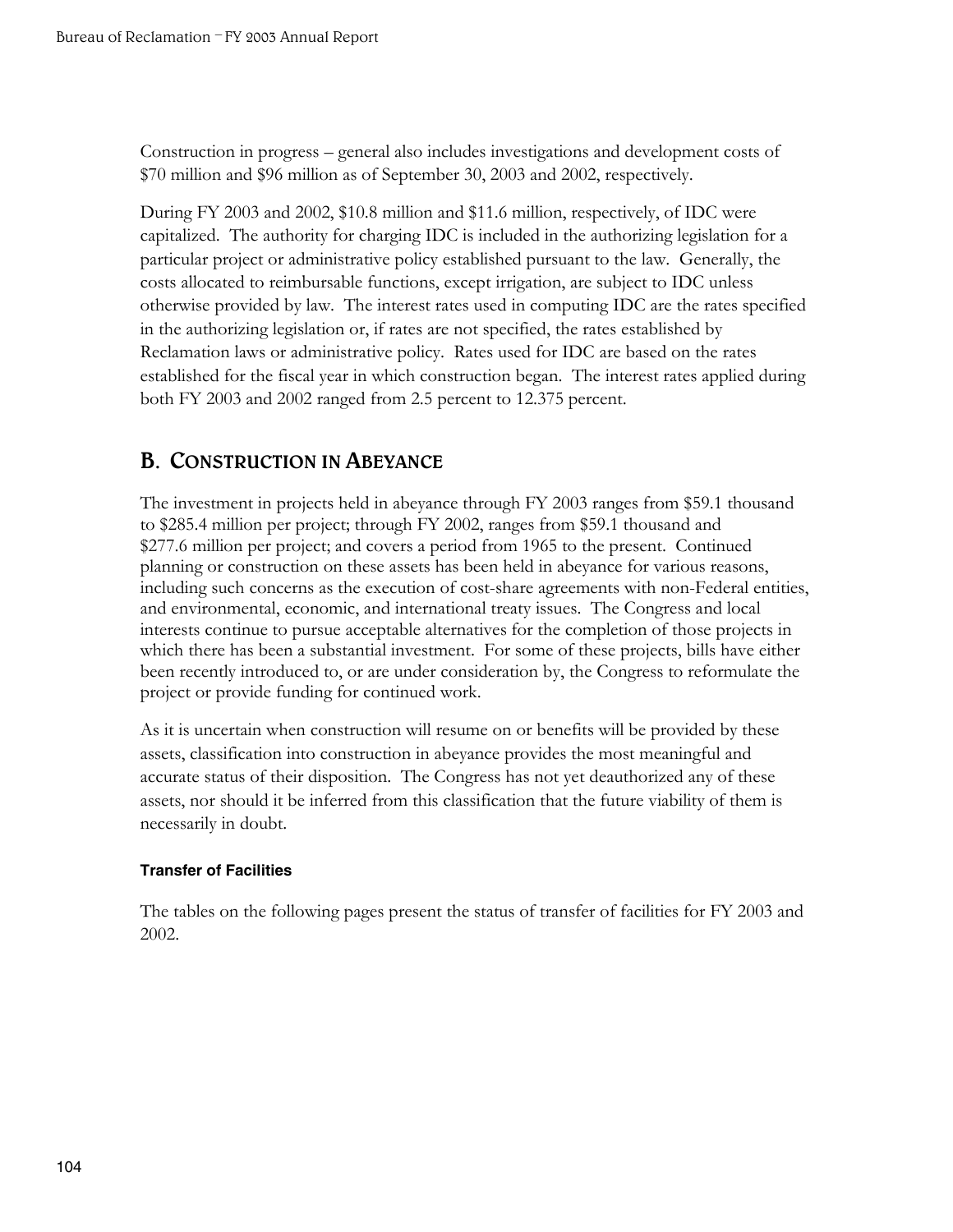Construction in progress – general also includes investigations and development costs of $70 million and $96 million as of September 30, 2003 and 2002, respectively.

During FY 2003 and 2002, $10.8 million and $11.6 million, respectively, of IDC were capitalized. The authority for charging IDC is included in the authorizing legislation for a particular project or administrative policy established pursuant to the law. Generally, the costs allocated to reimbursable functions, except irrigation, are subject to IDC unless otherwise provided by law. The interest rates used in computing IDC are the rates specified in the authorizing legislation or, if rates are not specified, the rates established by Reclamation laws or administrative policy. Rates used for IDC are based on the rates established for the fiscal year in which construction began. The interest rates applied during both FY 2003 and 2002 ranged from 2.5 percent to 12.375 percent.

## B. Construction in Abeyance

The investment in projects held in abeyance through FY 2003 ranges from $59.1 thousand to $285.4 million per project; through FY 2002, ranges from $59.1 thousand and $277.6 million per project; and covers a period from 1965 to the present. Continued planning or construction on these assets has been held in abeyance for various reasons, including such concerns as the execution of cost-share agreements with non-Federal entities, and environmental, economic, and international treaty issues. The Congress and local interests continue to pursue acceptable alternatives for the completion of those projects in which there has been a substantial investment. For some of these projects, bills have either been recently introduced to, or are under consideration by, the Congress to reformulate the project or provide funding for continued work.

As it is uncertain when construction will resume on or benefits will be provided by these assets, classification into construction in abeyance provides the most meaningful and accurate status of their disposition. The Congress has not yet deauthorized any of these assets, nor should it be inferred from this classification that the future viability of them is necessarily in doubt.

#### Transfer of Facilities

The tables on the following pages present the status of transfer of facilities for FY 2003 and 2002.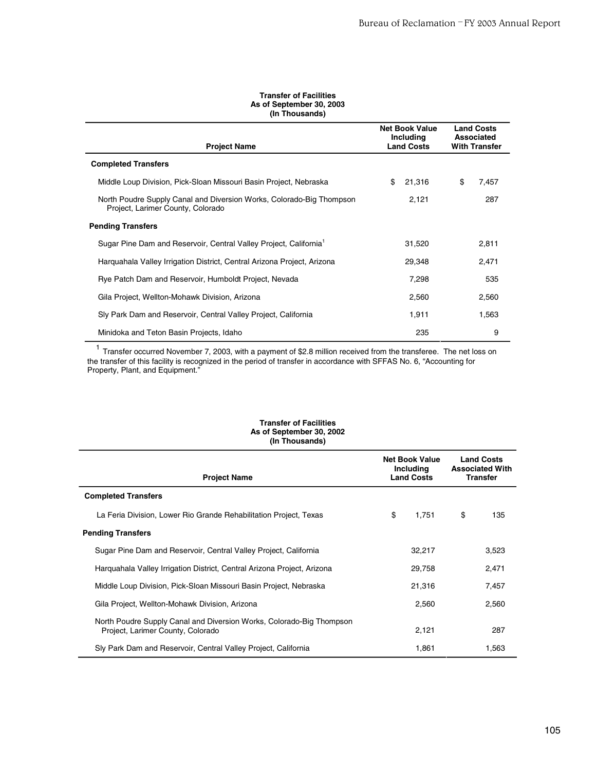**Transfer of Facilities**
**As of September 30, 2003**
**(In Thousands)**

| Project Name | Net Book Value Including Land Costs | Land Costs Associated With Transfer |
|---|---|---|
| **Completed Transfers** | | |
| Middle Loup Division, Pick-Sloan Missouri Basin Project, Nebraska | $ 21,316 | $ 7,457 |
| North Poudre Supply Canal and Diversion Works, Colorado-Big Thompson Project, Larimer County, Colorado | 2,121 | 287 |
| **Pending Transfers** | | |
| Sugar Pine Dam and Reservoir, Central Valley Project, California[1] | 31,520 | 2,811 |
| Harquahala Valley Irrigation District, Central Arizona Project, Arizona | 29,348 | 2,471 |
| Rye Patch Dam and Reservoir, Humboldt Project, Nevada | 7,298 | 535 |
| Gila Project, Wellton-Mohawk Division, Arizona | 2,560 | 2,560 |
| Sly Park Dam and Reservoir, Central Valley Project, California | 1,911 | 1,563 |
| Minidoka and Teton Basin Projects, Idaho | 235 | 9 |

[1] Transfer occurred November 7, 2003, with a payment of $2.8 million received from the transferee. The net loss on the transfer of this facility is recognized in the period of transfer in accordance with SFFAS No. 6, "Accounting for Property, Plant, and Equipment."

**Transfer of Facilities**
**As of September 30, 2002**
**(In Thousands)**

| Project Name | Net Book Value Including Land Costs | Land Costs Associated With Transfer |
|---|---|---|
| **Completed Transfers** | | |
| La Feria Division, Lower Rio Grande Rehabilitation Project, Texas | $ 1,751 | $ 135 |
| **Pending Transfers** | | |
| Sugar Pine Dam and Reservoir, Central Valley Project, California | 32,217 | 3,523 |
| Harquahala Valley Irrigation District, Central Arizona Project, Arizona | 29,758 | 2,471 |
| Middle Loup Division, Pick-Sloan Missouri Basin Project, Nebraska | 21,316 | 7,457 |
| Gila Project, Wellton-Mohawk Division, Arizona | 2,560 | 2,560 |
| North Poudre Supply Canal and Diversion Works, Colorado-Big Thompson Project, Larimer County, Colorado | 2,121 | 287 |
| Sly Park Dam and Reservoir, Central Valley Project, California | 1,861 | 1,563 |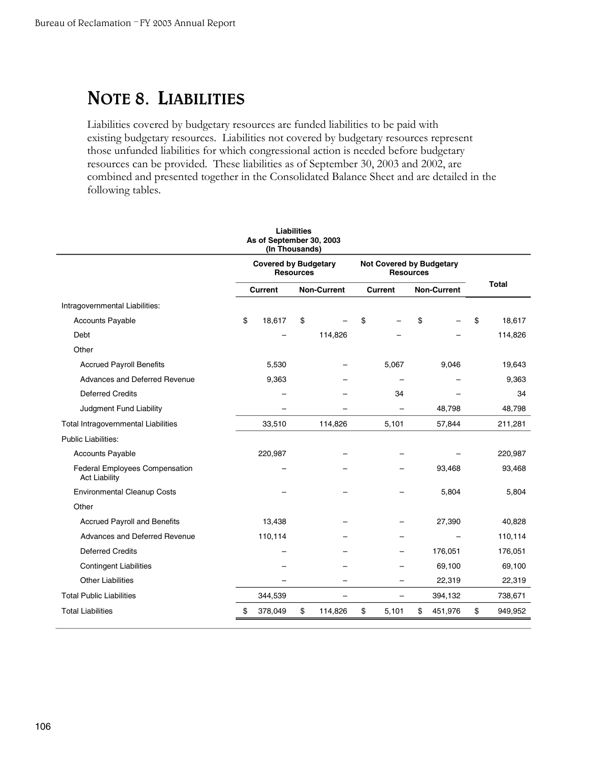## NOTE 8. LIABILITIES

Liabilities covered by budgetary resources are funded liabilities to be paid with existing budgetary resources. Liabilities not covered by budgetary resources represent those unfunded liabilities for which congressional action is needed before budgetary resources can be provided. These liabilities as of September 30, 2003 and 2002, are combined and presented together in the Consolidated Balance Sheet and are detailed in the following tables.

**Liabilities**
**As of September 30, 2003**
**(In Thousands)**

| | Covered by Budgetary Resources | | Not Covered by Budgetary Resources | | Total |
|---|---|---|---|---|---|
| | Current | Non-Current | Current | Non-Current | |
| Intragovernmental Liabilities: | | | | | |
| Accounts Payable | $ 18,617 | $ – | $ – | $ – | $ 18,617 |
| Debt | – | 114,826 | – | – | 114,826 |
| Other | | | | | |
| Accrued Payroll Benefits | 5,530 | – | 5,067 | 9,046 | 19,643 |
| Advances and Deferred Revenue | 9,363 | – | – | – | 9,363 |
| Deferred Credits | – | – | 34 | – | 34 |
| Judgment Fund Liability | – | – | – | 48,798 | 48,798 |
| Total Intragovernmental Liabilities | 33,510 | 114,826 | 5,101 | 57,844 | 211,281 |
| Public Liabilities: | | | | | |
| Accounts Payable | 220,987 | – | – | – | 220,987 |
| Federal Employees Compensation Act Liability | – | – | – | 93,468 | 93,468 |
| Environmental Cleanup Costs | – | – | – | 5,804 | 5,804 |
| Other | | | | | |
| Accrued Payroll and Benefits | 13,438 | – | – | 27,390 | 40,828 |
| Advances and Deferred Revenue | 110,114 | – | – | – | 110,114 |
| Deferred Credits | – | – | – | 176,051 | 176,051 |
| Contingent Liabilities | – | – | – | 69,100 | 69,100 |
| Other Liabilities | – | – | – | 22,319 | 22,319 |
| Total Public Liabilities | 344,539 | – | – | 394,132 | 738,671 |
| Total Liabilities | $ 378,049 | $ 114,826 | $ 5,101 | $ 451,976 | $ 949,952 |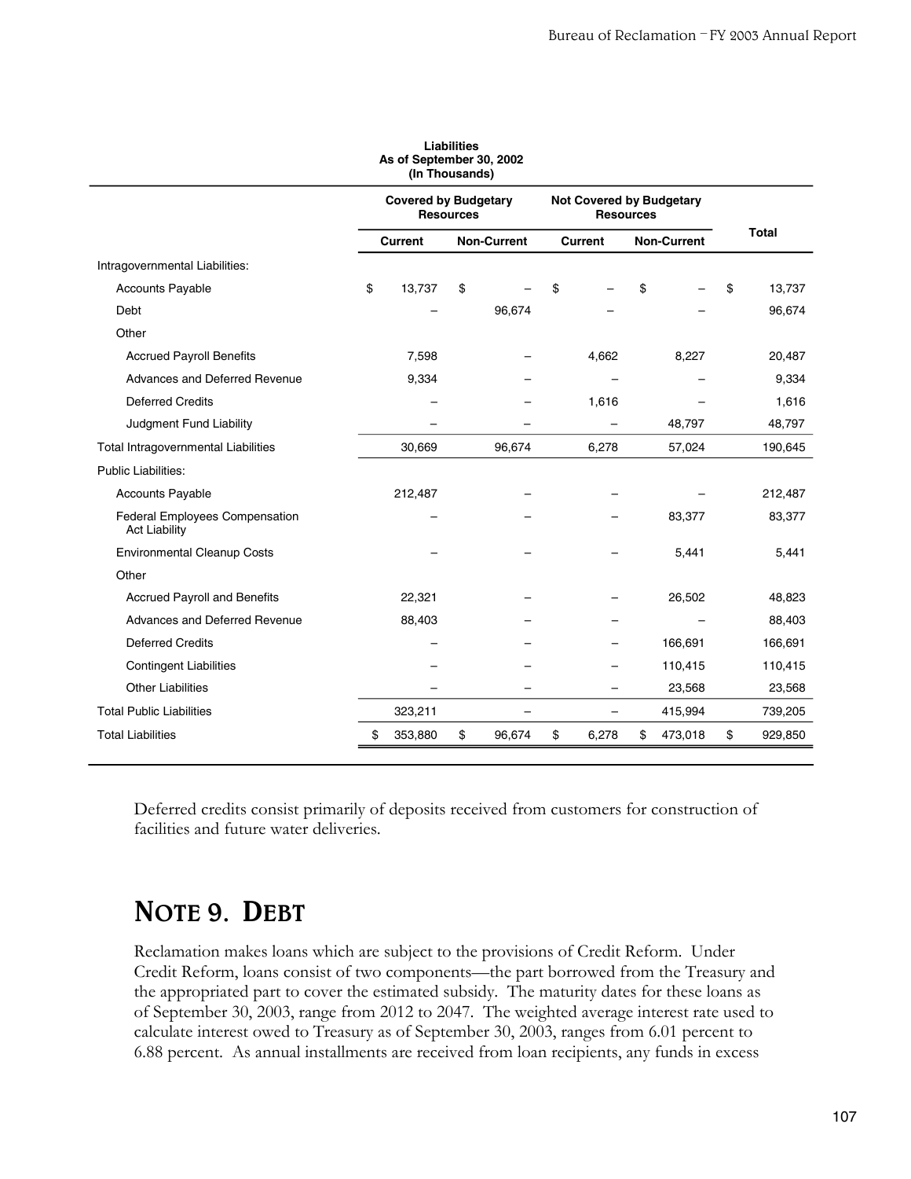**Liabilities**
**As of September 30, 2002**
**(In Thousands)**

| | Covered by Budgetary Resources | | Not Covered by Budgetary Resources | | Total |
|---|---|---|---|---|---|
| | Current | Non-Current | Current | Non-Current | |
| Intragovernmental Liabilities: | | | | | |
| Accounts Payable | $ 13,737 | $ – | $ – | $ – | $ 13,737 |
| Debt | – | 96,674 | – | – | 96,674 |
| Other | | | | | |
| Accrued Payroll Benefits | 7,598 | – | 4,662 | 8,227 | 20,487 |
| Advances and Deferred Revenue | 9,334 | – | – | – | 9,334 |
| Deferred Credits | – | – | 1,616 | – | 1,616 |
| Judgment Fund Liability | – | – | – | 48,797 | 48,797 |
| Total Intragovernmental Liabilities | 30,669 | 96,674 | 6,278 | 57,024 | 190,645 |
| Public Liabilities: | | | | | |
| Accounts Payable | 212,487 | – | – | – | 212,487 |
| Federal Employees Compensation Act Liability | – | – | – | 83,377 | 83,377 |
| Environmental Cleanup Costs | – | – | – | 5,441 | 5,441 |
| Other | | | | | |
| Accrued Payroll and Benefits | 22,321 | – | – | 26,502 | 48,823 |
| Advances and Deferred Revenue | 88,403 | – | – | – | 88,403 |
| Deferred Credits | – | – | – | 166,691 | 166,691 |
| Contingent Liabilities | – | – | – | 110,415 | 110,415 |
| Other Liabilities | – | – | – | 23,568 | 23,568 |
| Total Public Liabilities | 323,211 | – | – | 415,994 | 739,205 |
| Total Liabilities | $ 353,880 | $ 96,674 | $ 6,278 | $ 473,018 | $ 929,850 |

Deferred credits consist primarily of deposits received from customers for construction of facilities and future water deliveries.

## NOTE 9. DEBT

Reclamation makes loans which are subject to the provisions of Credit Reform. Under Credit Reform, loans consist of two components—the part borrowed from the Treasury and the appropriated part to cover the estimated subsidy. The maturity dates for these loans as of September 30, 2003, range from 2012 to 2047. The weighted average interest rate used to calculate interest owed to Treasury as of September 30, 2003, ranges from 6.01 percent to 6.88 percent. As annual installments are received from loan recipients, any funds in excess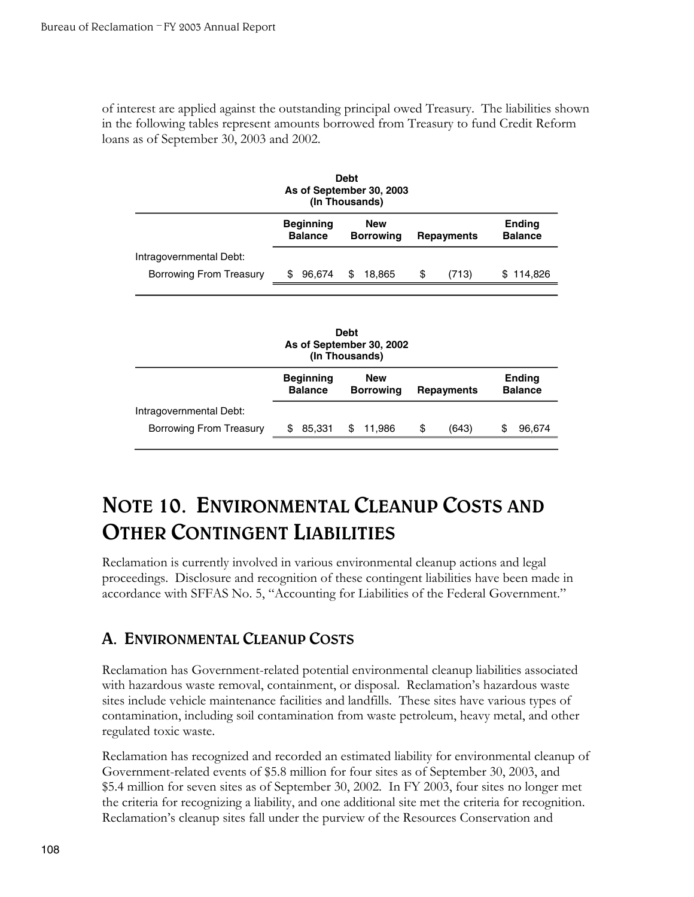of interest are applied against the outstanding principal owed Treasury. The liabilities shown in the following tables represent amounts borrowed from Treasury to fund Credit Reform loans as of September 30, 2003 and 2002.

**Debt**
**As of September 30, 2003**
**(In Thousands)**

| | Beginning Balance | New Borrowing | Repayments | Ending Balance |
|---|---|---|---|---|
| Intragovernmental Debt: | | | | |
| Borrowing From Treasury | $ 96,674 | $ 18,865 | $ (713) | $ 114,826 |

**Debt**
**As of September 30, 2002**
**(In Thousands)**

| | Beginning Balance | New Borrowing | Repayments | Ending Balance |
|---|---|---|---|---|
| Intragovernmental Debt: | | | | |
| Borrowing From Treasury | $ 85,331 | $ 11,986 | $ (643) | $ 96,674 |

# Note 10. Environmental Cleanup Costs and Other Contingent Liabilities

Reclamation is currently involved in various environmental cleanup actions and legal proceedings. Disclosure and recognition of these contingent liabilities have been made in accordance with SFFAS No. 5, "Accounting for Liabilities of the Federal Government."

## A. Environmental Cleanup Costs

Reclamation has Government-related potential environmental cleanup liabilities associated with hazardous waste removal, containment, or disposal. Reclamation's hazardous waste sites include vehicle maintenance facilities and landfills. These sites have various types of contamination, including soil contamination from waste petroleum, heavy metal, and other regulated toxic waste.

Reclamation has recognized and recorded an estimated liability for environmental cleanup of Government-related events of $5.8 million for four sites as of September 30, 2003, and $5.4 million for seven sites as of September 30, 2002. In FY 2003, four sites no longer met the criteria for recognizing a liability, and one additional site met the criteria for recognition. Reclamation's cleanup sites fall under the purview of the Resources Conservation and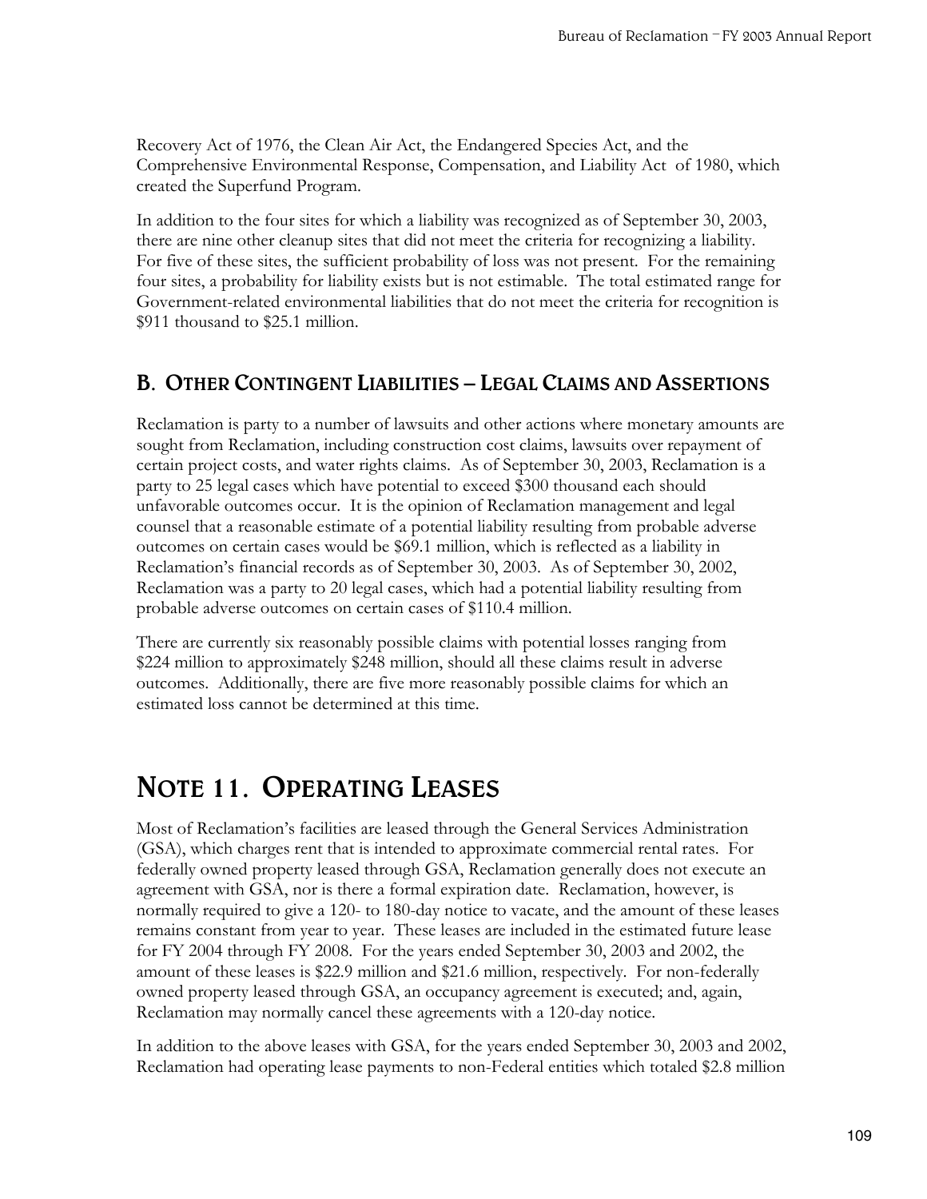Recovery Act of 1976, the Clean Air Act, the Endangered Species Act, and the Comprehensive Environmental Response, Compensation, and Liability Act of 1980, which created the Superfund Program.

In addition to the four sites for which a liability was recognized as of September 30, 2003, there are nine other cleanup sites that did not meet the criteria for recognizing a liability. For five of these sites, the sufficient probability of loss was not present. For the remaining four sites, a probability for liability exists but is not estimable. The total estimated range for Government-related environmental liabilities that do not meet the criteria for recognition is \$911 thousand to \$25.1 million.

### B. Other Contingent Liabilities – Legal Claims and Assertions

Reclamation is party to a number of lawsuits and other actions where monetary amounts are sought from Reclamation, including construction cost claims, lawsuits over repayment of certain project costs, and water rights claims. As of September 30, 2003, Reclamation is a party to 25 legal cases which have potential to exceed \$300 thousand each should unfavorable outcomes occur. It is the opinion of Reclamation management and legal counsel that a reasonable estimate of a potential liability resulting from probable adverse outcomes on certain cases would be \$69.1 million, which is reflected as a liability in Reclamation's financial records as of September 30, 2003. As of September 30, 2002, Reclamation was a party to 20 legal cases, which had a potential liability resulting from probable adverse outcomes on certain cases of \$110.4 million.

There are currently six reasonably possible claims with potential losses ranging from \$224 million to approximately \$248 million, should all these claims result in adverse outcomes. Additionally, there are five more reasonably possible claims for which an estimated loss cannot be determined at this time.

## Note 11. Operating Leases

Most of Reclamation's facilities are leased through the General Services Administration (GSA), which charges rent that is intended to approximate commercial rental rates. For federally owned property leased through GSA, Reclamation generally does not execute an agreement with GSA, nor is there a formal expiration date. Reclamation, however, is normally required to give a 120- to 180-day notice to vacate, and the amount of these leases remains constant from year to year. These leases are included in the estimated future lease for FY 2004 through FY 2008. For the years ended September 30, 2003 and 2002, the amount of these leases is \$22.9 million and \$21.6 million, respectively. For non-federally owned property leased through GSA, an occupancy agreement is executed; and, again, Reclamation may normally cancel these agreements with a 120-day notice.

In addition to the above leases with GSA, for the years ended September 30, 2003 and 2002, Reclamation had operating lease payments to non-Federal entities which totaled \$2.8 million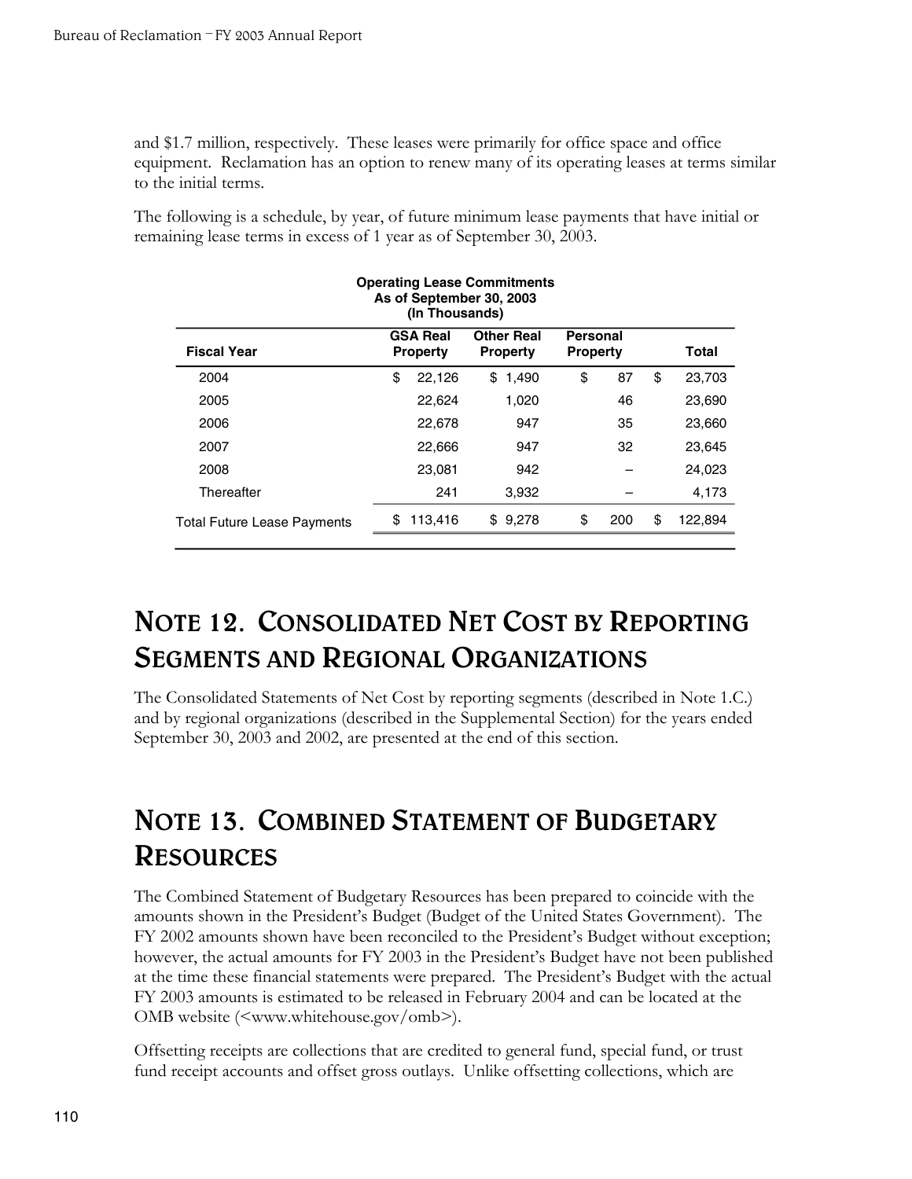and $1.7 million, respectively. These leases were primarily for office space and office equipment. Reclamation has an option to renew many of its operating leases at terms similar to the initial terms.

The following is a schedule, by year, of future minimum lease payments that have initial or remaining lease terms in excess of 1 year as of September 30, 2003.

**Operating Lease Commitments**
**As of September 30, 2003**
**(In Thousands)**

| Fiscal Year | GSA Real Property | Other Real Property | Personal Property | Total |
|---|---|---|---|---|
| 2004 | $ 22,126 | $ 1,490 | $ 87 | $ 23,703 |
| 2005 | 22,624 | 1,020 | 46 | 23,690 |
| 2006 | 22,678 | 947 | 35 | 23,660 |
| 2007 | 22,666 | 947 | 32 | 23,645 |
| 2008 | 23,081 | 942 | – | 24,023 |
| Thereafter | 241 | 3,932 | – | 4,173 |
| Total Future Lease Payments | $ 113,416 | $ 9,278 | $ 200 | $ 122,894 |

# Note 12. Consolidated Net Cost by Reporting Segments and Regional Organizations

The Consolidated Statements of Net Cost by reporting segments (described in Note 1.C.) and by regional organizations (described in the Supplemental Section) for the years ended September 30, 2003 and 2002, are presented at the end of this section.

# Note 13. Combined Statement of Budgetary Resources

The Combined Statement of Budgetary Resources has been prepared to coincide with the amounts shown in the President's Budget (Budget of the United States Government). The FY 2002 amounts shown have been reconciled to the President's Budget without exception; however, the actual amounts for FY 2003 in the President's Budget have not been published at the time these financial statements were prepared. The President's Budget with the actual FY 2003 amounts is estimated to be released in February 2004 and can be located at the OMB website (<www.whitehouse.gov/omb>).

Offsetting receipts are collections that are credited to general fund, special fund, or trust fund receipt accounts and offset gross outlays. Unlike offsetting collections, which are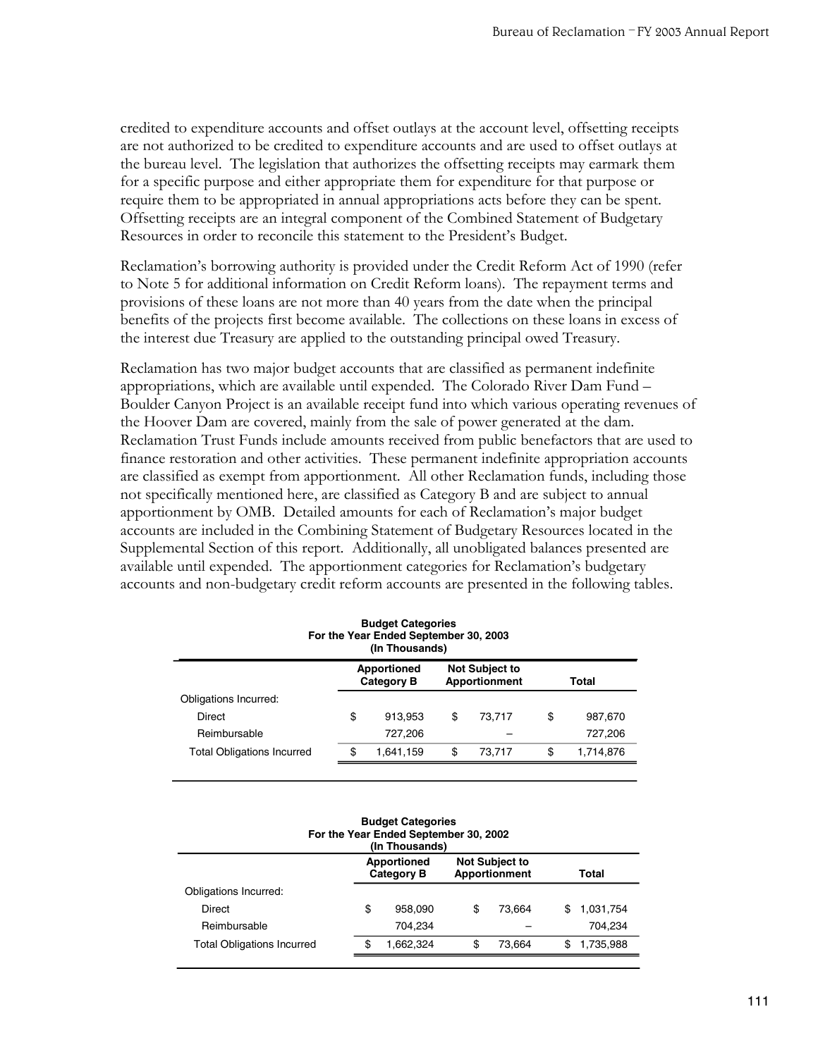credited to expenditure accounts and offset outlays at the account level, offsetting receipts are not authorized to be credited to expenditure accounts and are used to offset outlays at the bureau level. The legislation that authorizes the offsetting receipts may earmark them for a specific purpose and either appropriate them for expenditure for that purpose or require them to be appropriated in annual appropriations acts before they can be spent. Offsetting receipts are an integral component of the Combined Statement of Budgetary Resources in order to reconcile this statement to the President's Budget.

Reclamation's borrowing authority is provided under the Credit Reform Act of 1990 (refer to Note 5 for additional information on Credit Reform loans). The repayment terms and provisions of these loans are not more than 40 years from the date when the principal benefits of the projects first become available. The collections on these loans in excess of the interest due Treasury are applied to the outstanding principal owed Treasury.

Reclamation has two major budget accounts that are classified as permanent indefinite appropriations, which are available until expended. The Colorado River Dam Fund – Boulder Canyon Project is an available receipt fund into which various operating revenues of the Hoover Dam are covered, mainly from the sale of power generated at the dam. Reclamation Trust Funds include amounts received from public benefactors that are used to finance restoration and other activities. These permanent indefinite appropriation accounts are classified as exempt from apportionment. All other Reclamation funds, including those not specifically mentioned here, are classified as Category B and are subject to annual apportionment by OMB. Detailed amounts for each of Reclamation's major budget accounts are included in the Combining Statement of Budgetary Resources located in the Supplemental Section of this report. Additionally, all unobligated balances presented are available until expended. The apportionment categories for Reclamation's budgetary accounts and non-budgetary credit reform accounts are presented in the following tables.

**Budget Categories**
**For the Year Ended September 30, 2003**
**(In Thousands)**

| | Apportioned Category B | Not Subject to Apportionment | Total |
|---|---|---|---|
| Obligations Incurred: | | | |
| Direct | $ 913,953 | $ 73,717 | $ 987,670 |
| Reimbursable | 727,206 | – | 727,206 |
| Total Obligations Incurred | $ 1,641,159 | $ 73,717 | $ 1,714,876 |

**Budget Categories**
**For the Year Ended September 30, 2002**
**(In Thousands)**

| | Apportioned Category B | Not Subject to Apportionment | Total |
|---|---|---|---|
| Obligations Incurred: | | | |
| Direct | $ 958,090 | $ 73,664 | $ 1,031,754 |
| Reimbursable | 704,234 | – | 704,234 |
| Total Obligations Incurred | $ 1,662,324 | $ 73,664 | $ 1,735,988 |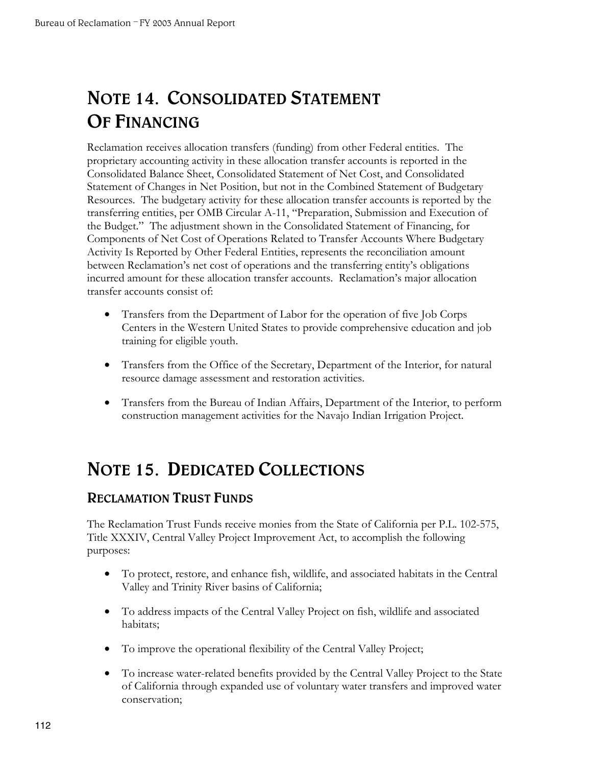# NOTE 14. CONSOLIDATED STATEMENT OF FINANCING

Reclamation receives allocation transfers (funding) from other Federal entities. The proprietary accounting activity in these allocation transfer accounts is reported in the Consolidated Balance Sheet, Consolidated Statement of Net Cost, and Consolidated Statement of Changes in Net Position, but not in the Combined Statement of Budgetary Resources. The budgetary activity for these allocation transfer accounts is reported by the transferring entities, per OMB Circular A-11, "Preparation, Submission and Execution of the Budget." The adjustment shown in the Consolidated Statement of Financing, for Components of Net Cost of Operations Related to Transfer Accounts Where Budgetary Activity Is Reported by Other Federal Entities, represents the reconciliation amount between Reclamation's net cost of operations and the transferring entity's obligations incurred amount for these allocation transfer accounts. Reclamation's major allocation transfer accounts consist of:

- Transfers from the Department of Labor for the operation of five Job Corps Centers in the Western United States to provide comprehensive education and job training for eligible youth.
- Transfers from the Office of the Secretary, Department of the Interior, for natural resource damage assessment and restoration activities.
- Transfers from the Bureau of Indian Affairs, Department of the Interior, to perform construction management activities for the Navajo Indian Irrigation Project.

# NOTE 15. DEDICATED COLLECTIONS

## RECLAMATION TRUST FUNDS

The Reclamation Trust Funds receive monies from the State of California per P.L. 102-575, Title XXXIV, Central Valley Project Improvement Act, to accomplish the following purposes:

- To protect, restore, and enhance fish, wildlife, and associated habitats in the Central Valley and Trinity River basins of California;
- To address impacts of the Central Valley Project on fish, wildlife and associated habitats;
- To improve the operational flexibility of the Central Valley Project;
- To increase water-related benefits provided by the Central Valley Project to the State of California through expanded use of voluntary water transfers and improved water conservation;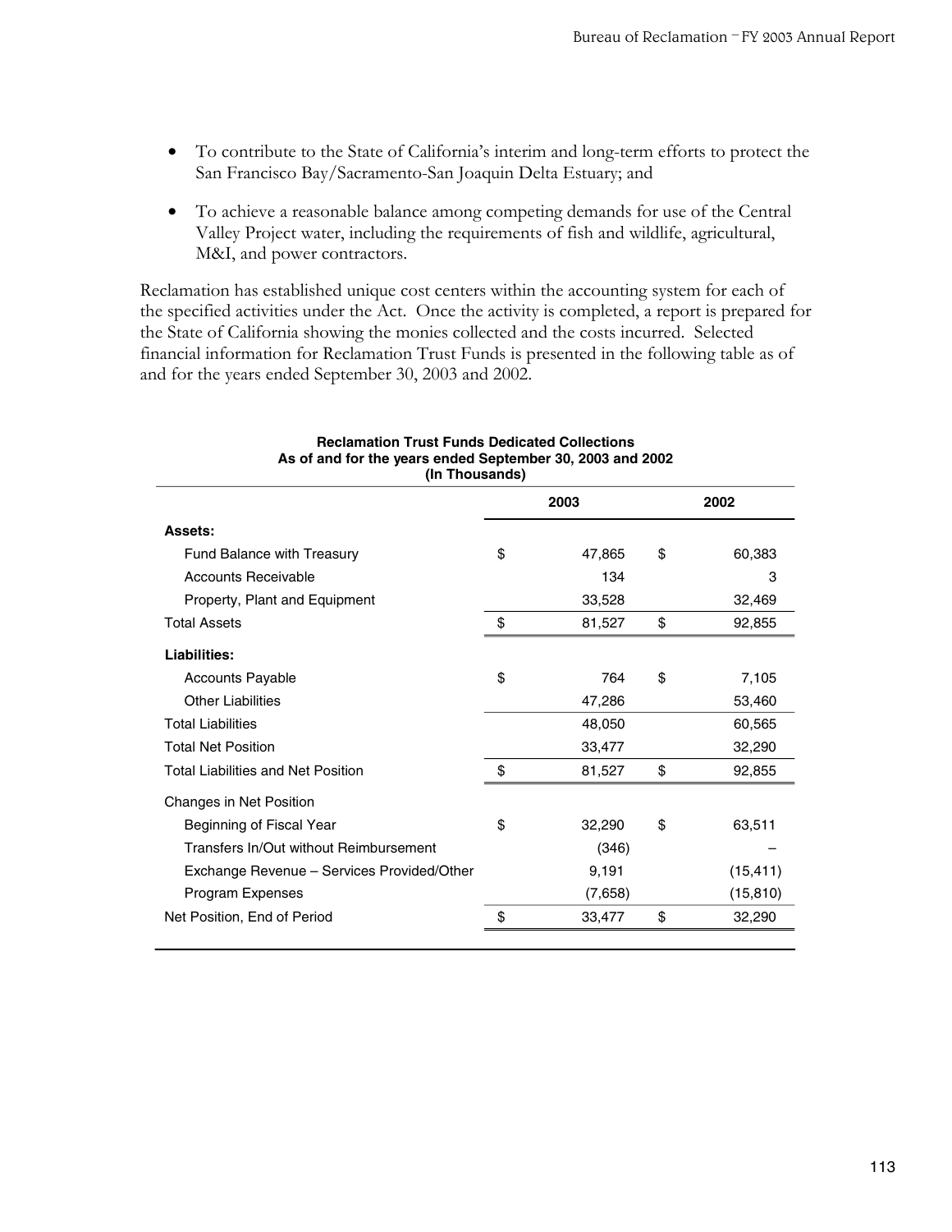- To contribute to the State of California's interim and long-term efforts to protect the San Francisco Bay/Sacramento-San Joaquin Delta Estuary; and
- To achieve a reasonable balance among competing demands for use of the Central Valley Project water, including the requirements of fish and wildlife, agricultural, M&I, and power contractors.

Reclamation has established unique cost centers within the accounting system for each of the specified activities under the Act. Once the activity is completed, a report is prepared for the State of California showing the monies collected and the costs incurred. Selected financial information for Reclamation Trust Funds is presented in the following table as of and for the years ended September 30, 2003 and 2002.

**Reclamation Trust Funds Dedicated Collections**
**As of and for the years ended September 30, 2003 and 2002**
**(In Thousands)**

| | 2003 | 2002 |
|---|---|---|
| **Assets:** | | |
| Fund Balance with Treasury | $ 47,865 | $ 60,383 |
| Accounts Receivable | 134 | 3 |
| Property, Plant and Equipment | 33,528 | 32,469 |
| Total Assets | $ 81,527 | $ 92,855 |
| **Liabilities:** | | |
| Accounts Payable | $ 764 | $ 7,105 |
| Other Liabilities | 47,286 | 53,460 |
| Total Liabilities | 48,050 | 60,565 |
| Total Net Position | 33,477 | 32,290 |
| Total Liabilities and Net Position | $ 81,527 | $ 92,855 |
| Changes in Net Position | | |
| Beginning of Fiscal Year | $ 32,290 | $ 63,511 |
| Transfers In/Out without Reimbursement | (346) | – |
| Exchange Revenue – Services Provided/Other | 9,191 | (15,411) |
| Program Expenses | (7,658) | (15,810) |
| Net Position, End of Period | $ 33,477 | $ 32,290 |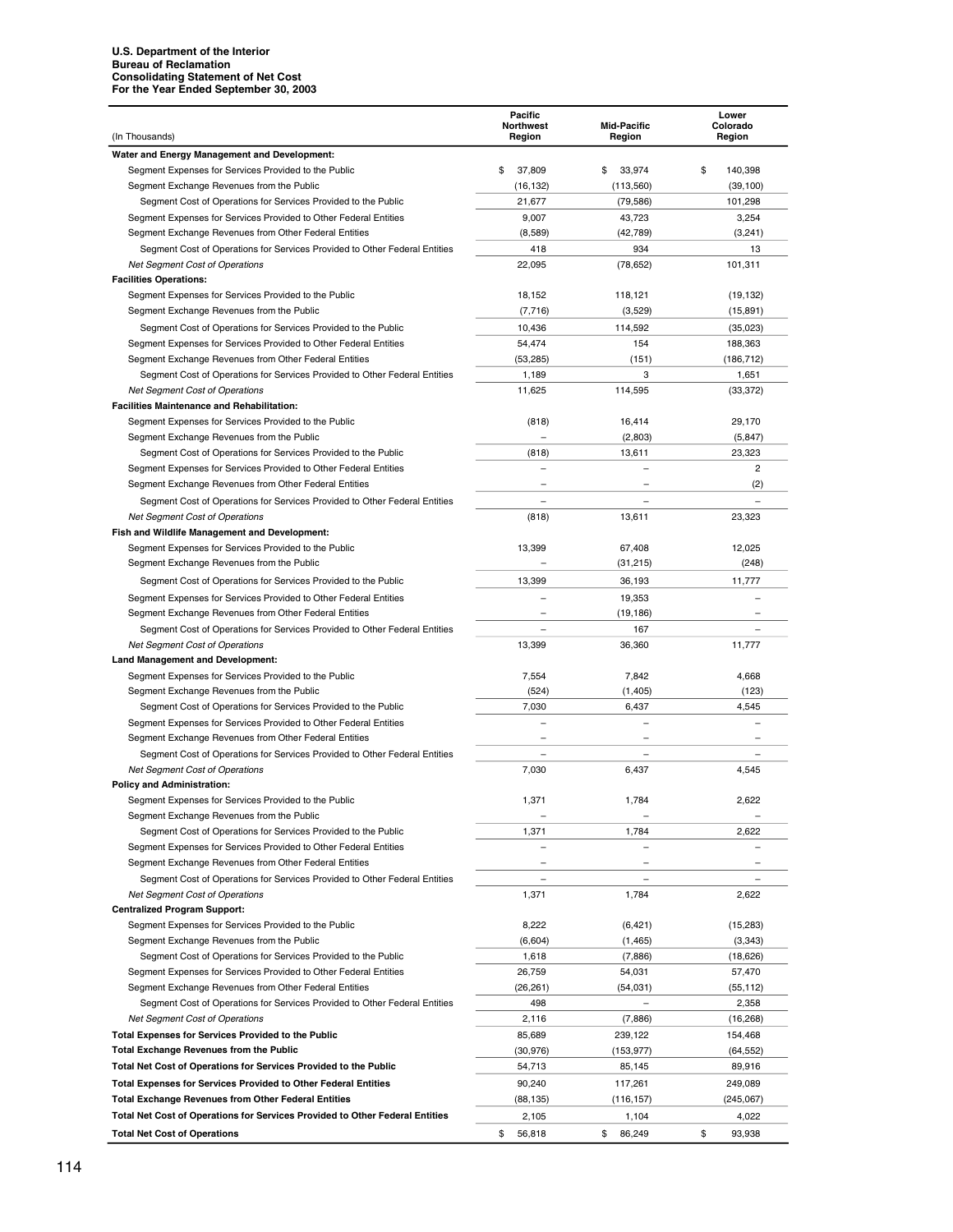**U.S. Department of the Interior**
**Bureau of Reclamation**
**Consolidating Statement of Net Cost**
**For the Year Ended September 30, 2003**

| (In Thousands) | Pacific Northwest Region | Mid-Pacific Region | Lower Colorado Region |
|---|---|---|---|
| **Water and Energy Management and Development:** | | | |
| Segment Expenses for Services Provided to the Public | $ 37,809 | $ 33,974 | $ 140,398 |
| Segment Exchange Revenues from the Public | (16,132) | (113,560) | (39,100) |
| Segment Cost of Operations for Services Provided to the Public | 21,677 | (79,586) | 101,298 |
| Segment Expenses for Services Provided to Other Federal Entities | 9,007 | 43,723 | 3,254 |
| Segment Exchange Revenues from Other Federal Entities | (8,589) | (42,789) | (3,241) |
| Segment Cost of Operations for Services Provided to Other Federal Entities | 418 | 934 | 13 |
| *Net Segment Cost of Operations* | 22,095 | (78,652) | 101,311 |
| **Facilities Operations:** | | | |
| Segment Expenses for Services Provided to the Public | 18,152 | 118,121 | (19,132) |
| Segment Exchange Revenues from the Public | (7,716) | (3,529) | (15,891) |
| Segment Cost of Operations for Services Provided to the Public | 10,436 | 114,592 | (35,023) |
| Segment Expenses for Services Provided to Other Federal Entities | 54,474 | 154 | 188,363 |
| Segment Exchange Revenues from Other Federal Entities | (53,285) | (151) | (186,712) |
| Segment Cost of Operations for Services Provided to Other Federal Entities | 1,189 | 3 | 1,651 |
| *Net Segment Cost of Operations* | 11,625 | 114,595 | (33,372) |
| **Facilities Maintenance and Rehabilitation:** | | | |
| Segment Expenses for Services Provided to the Public | (818) | 16,414 | 29,170 |
| Segment Exchange Revenues from the Public | – | (2,803) | (5,847) |
| Segment Cost of Operations for Services Provided to the Public | (818) | 13,611 | 23,323 |
| Segment Expenses for Services Provided to Other Federal Entities | – | – | 2 |
| Segment Exchange Revenues from Other Federal Entities | – | – | (2) |
| Segment Cost of Operations for Services Provided to Other Federal Entities | – | – | – |
| *Net Segment Cost of Operations* | (818) | 13,611 | 23,323 |
| **Fish and Wildlife Management and Development:** | | | |
| Segment Expenses for Services Provided to the Public | 13,399 | 67,408 | 12,025 |
| Segment Exchange Revenues from the Public | – | (31,215) | (248) |
| Segment Cost of Operations for Services Provided to the Public | 13,399 | 36,193 | 11,777 |
| Segment Expenses for Services Provided to Other Federal Entities | – | 19,353 | – |
| Segment Exchange Revenues from Other Federal Entities | – | (19,186) | – |
| Segment Cost of Operations for Services Provided to Other Federal Entities | – | 167 | – |
| *Net Segment Cost of Operations* | 13,399 | 36,360 | 11,777 |
| **Land Management and Development:** | | | |
| Segment Expenses for Services Provided to the Public | 7,554 | 7,842 | 4,668 |
| Segment Exchange Revenues from the Public | (524) | (1,405) | (123) |
| Segment Cost of Operations for Services Provided to the Public | 7,030 | 6,437 | 4,545 |
| Segment Expenses for Services Provided to Other Federal Entities | – | – | – |
| Segment Exchange Revenues from Other Federal Entities | – | – | – |
| Segment Cost of Operations for Services Provided to Other Federal Entities | – | – | – |
| *Net Segment Cost of Operations* | 7,030 | 6,437 | 4,545 |
| **Policy and Administration:** | | | |
| Segment Expenses for Services Provided to the Public | 1,371 | 1,784 | 2,622 |
| Segment Exchange Revenues from the Public | – | – | – |
| Segment Cost of Operations for Services Provided to the Public | 1,371 | 1,784 | 2,622 |
| Segment Expenses for Services Provided to Other Federal Entities | – | – | – |
| Segment Exchange Revenues from Other Federal Entities | – | – | – |
| Segment Cost of Operations for Services Provided to Other Federal Entities | – | – | – |
| *Net Segment Cost of Operations* | 1,371 | 1,784 | 2,622 |
| **Centralized Program Support:** | | | |
| Segment Expenses for Services Provided to the Public | 8,222 | (6,421) | (15,283) |
| Segment Exchange Revenues from the Public | (6,604) | (1,465) | (3,343) |
| Segment Cost of Operations for Services Provided to the Public | 1,618 | (7,886) | (18,626) |
| Segment Expenses for Services Provided to Other Federal Entities | 26,759 | 54,031 | 57,470 |
| Segment Exchange Revenues from Other Federal Entities | (26,261) | (54,031) | (55,112) |
| Segment Cost of Operations for Services Provided to Other Federal Entities | 498 | – | 2,358 |
| *Net Segment Cost of Operations* | 2,116 | (7,886) | (16,268) |
| **Total Expenses for Services Provided to the Public** | 85,689 | 239,122 | 154,468 |
| **Total Exchange Revenues from the Public** | (30,976) | (153,977) | (64,552) |
| **Total Net Cost of Operations for Services Provided to the Public** | 54,713 | 85,145 | 89,916 |
| **Total Expenses for Services Provided to Other Federal Entities** | 90,240 | 117,261 | 249,089 |
| **Total Exchange Revenues from Other Federal Entities** | (88,135) | (116,157) | (245,067) |
| **Total Net Cost of Operations for Services Provided to Other Federal Entities** | 2,105 | 1,104 | 4,022 |
| **Total Net Cost of Operations** | $ 56,818 | $ 86,249 | $ 93,938 |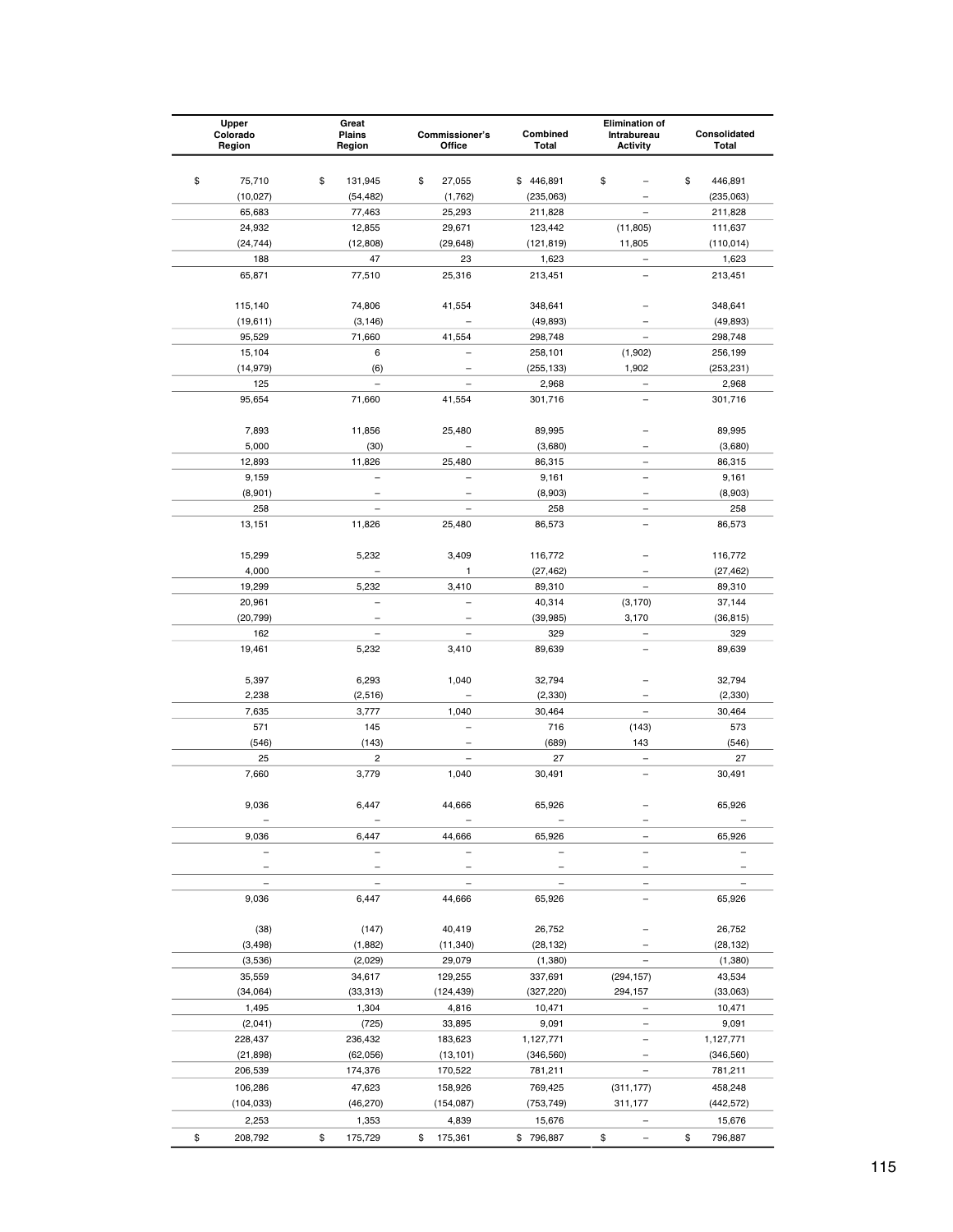| Upper Colorado Region | Great Plains Region | Commissioner's Office | Combined Total | Elimination of Intrabureau Activity | Consolidated Total |
|---|---|---|---|---|---|
| $ 75,710 | $ 131,945 | $ 27,055 | $ 446,891 | $ – | $ 446,891 |
| (10,027) | (54,482) | (1,762) | (235,063) | – | (235,063) |
| 65,683 | 77,463 | 25,293 | 211,828 | – | 211,828 |
| 24,932 | 12,855 | 29,671 | 123,442 | (11,805) | 111,637 |
| (24,744) | (12,808) | (29,648) | (121,819) | 11,805 | (110,014) |
| 188 | 47 | 23 | 1,623 | – | 1,623 |
| 65,871 | 77,510 | 25,316 | 213,451 | – | 213,451 |
| | | | | | |
| 115,140 | 74,806 | 41,554 | 348,641 | – | 348,641 |
| (19,611) | (3,146) | – | (49,893) | – | (49,893) |
| 95,529 | 71,660 | 41,554 | 298,748 | – | 298,748 |
| 15,104 | 6 | – | 258,101 | (1,902) | 256,199 |
| (14,979) | (6) | – | (255,133) | 1,902 | (253,231) |
| 125 | – | – | 2,968 | – | 2,968 |
| 95,654 | 71,660 | 41,554 | 301,716 | – | 301,716 |
| | | | | | |
| 7,893 | 11,856 | 25,480 | 89,995 | – | 89,995 |
| 5,000 | (30) | – | (3,680) | – | (3,680) |
| 12,893 | 11,826 | 25,480 | 86,315 | – | 86,315 |
| 9,159 | – | – | 9,161 | – | 9,161 |
| (8,901) | – | – | (8,903) | – | (8,903) |
| 258 | – | – | 258 | – | 258 |
| 13,151 | 11,826 | 25,480 | 86,573 | – | 86,573 |
| | | | | | |
| 15,299 | 5,232 | 3,409 | 116,772 | – | 116,772 |
| 4,000 | – | 1 | (27,462) | – | (27,462) |
| 19,299 | 5,232 | 3,410 | 89,310 | – | 89,310 |
| 20,961 | – | – | 40,314 | (3,170) | 37,144 |
| (20,799) | – | – | (39,985) | 3,170 | (36,815) |
| 162 | – | – | 329 | – | 329 |
| 19,461 | 5,232 | 3,410 | 89,639 | – | 89,639 |
| | | | | | |
| 5,397 | 6,293 | 1,040 | 32,794 | – | 32,794 |
| 2,238 | (2,516) | – | (2,330) | – | (2,330) |
| 7,635 | 3,777 | 1,040 | 30,464 | – | 30,464 |
| 571 | 145 | – | 716 | (143) | 573 |
| (546) | (143) | – | (689) | 143 | (546) |
| 25 | 2 | – | 27 | – | 27 |
| 7,660 | 3,779 | 1,040 | 30,491 | – | 30,491 |
| | | | | | |
| 9,036 | 6,447 | 44,666 | 65,926 | – | 65,926 |
| – | – | – | – | – | – |
| 9,036 | 6,447 | 44,666 | 65,926 | – | 65,926 |
| – | – | – | – | – | – |
| – | – | – | – | – | – |
| – | – | – | – | – | – |
| 9,036 | 6,447 | 44,666 | 65,926 | – | 65,926 |
| | | | | | |
| (38) | (147) | 40,419 | 26,752 | – | 26,752 |
| (3,498) | (1,882) | (11,340) | (28,132) | – | (28,132) |
| (3,536) | (2,029) | 29,079 | (1,380) | – | (1,380) |
| 35,559 | 34,617 | 129,255 | 337,691 | (294,157) | 43,534 |
| (34,064) | (33,313) | (124,439) | (327,220) | 294,157 | (33,063) |
| 1,495 | 1,304 | 4,816 | 10,471 | – | 10,471 |
| (2,041) | (725) | 33,895 | 9,091 | – | 9,091 |
| 228,437 | 236,432 | 183,623 | 1,127,771 | – | 1,127,771 |
| (21,898) | (62,056) | (13,101) | (346,560) | – | (346,560) |
| 206,539 | 174,376 | 170,522 | 781,211 | – | 781,211 |
| 106,286 | 47,623 | 158,926 | 769,425 | (311,177) | 458,248 |
| (104,033) | (46,270) | (154,087) | (753,749) | 311,177 | (442,572) |
| 2,253 | 1,353 | 4,839 | 15,676 | – | 15,676 |
| $ 208,792 | $ 175,729 | $ 175,361 | $ 796,887 | $ – | $ 796,887 |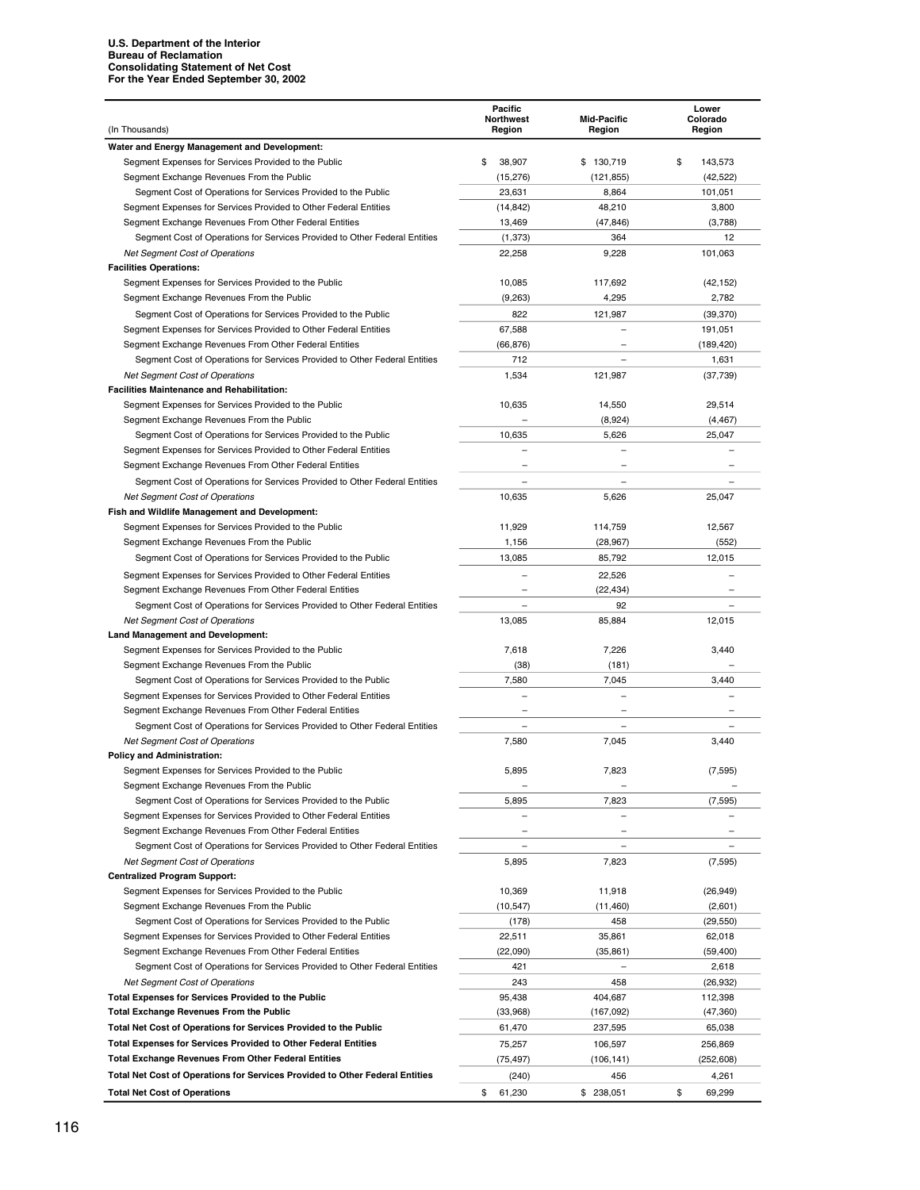**U.S. Department of the Interior**
**Bureau of Reclamation**
**Consolidating Statement of Net Cost**
**For the Year Ended September 30, 2002**

| (In Thousands) | Pacific Northwest Region | Mid-Pacific Region | Lower Colorado Region |
|---|---|---|---|
| **Water and Energy Management and Development:** | | | |
| Segment Expenses for Services Provided to the Public | $ 38,907 | $ 130,719 | $ 143,573 |
| Segment Exchange Revenues From the Public | (15,276) | (121,855) | (42,522) |
| Segment Cost of Operations for Services Provided to the Public | 23,631 | 8,864 | 101,051 |
| Segment Expenses for Services Provided to Other Federal Entities | (14,842) | 48,210 | 3,800 |
| Segment Exchange Revenues From Other Federal Entities | 13,469 | (47,846) | (3,788) |
| Segment Cost of Operations for Services Provided to Other Federal Entities | (1,373) | 364 | 12 |
| *Net Segment Cost of Operations* | 22,258 | 9,228 | 101,063 |
| **Facilities Operations:** | | | |
| Segment Expenses for Services Provided to the Public | 10,085 | 117,692 | (42,152) |
| Segment Exchange Revenues From the Public | (9,263) | 4,295 | 2,782 |
| Segment Cost of Operations for Services Provided to the Public | 822 | 121,987 | (39,370) |
| Segment Expenses for Services Provided to Other Federal Entities | 67,588 | – | 191,051 |
| Segment Exchange Revenues From Other Federal Entities | (66,876) | – | (189,420) |
| Segment Cost of Operations for Services Provided to Other Federal Entities | 712 | – | 1,631 |
| *Net Segment Cost of Operations* | 1,534 | 121,987 | (37,739) |
| **Facilities Maintenance and Rehabilitation:** | | | |
| Segment Expenses for Services Provided to the Public | 10,635 | 14,550 | 29,514 |
| Segment Exchange Revenues From the Public | – | (8,924) | (4,467) |
| Segment Cost of Operations for Services Provided to the Public | 10,635 | 5,626 | 25,047 |
| Segment Expenses for Services Provided to Other Federal Entities | – | – | – |
| Segment Exchange Revenues From Other Federal Entities | – | – | – |
| Segment Cost of Operations for Services Provided to Other Federal Entities | – | – | – |
| *Net Segment Cost of Operations* | 10,635 | 5,626 | 25,047 |
| **Fish and Wildlife Management and Development:** | | | |
| Segment Expenses for Services Provided to the Public | 11,929 | 114,759 | 12,567 |
| Segment Exchange Revenues From the Public | 1,156 | (28,967) | (552) |
| Segment Cost of Operations for Services Provided to the Public | 13,085 | 85,792 | 12,015 |
| Segment Expenses for Services Provided to Other Federal Entities | – | 22,526 | – |
| Segment Exchange Revenues From Other Federal Entities | – | (22,434) | – |
| Segment Cost of Operations for Services Provided to Other Federal Entities | – | 92 | – |
| *Net Segment Cost of Operations* | 13,085 | 85,884 | 12,015 |
| **Land Management and Development:** | | | |
| Segment Expenses for Services Provided to the Public | 7,618 | 7,226 | 3,440 |
| Segment Exchange Revenues From the Public | (38) | (181) | – |
| Segment Cost of Operations for Services Provided to the Public | 7,580 | 7,045 | 3,440 |
| Segment Expenses for Services Provided to Other Federal Entities | – | – | – |
| Segment Exchange Revenues From Other Federal Entities | – | – | – |
| Segment Cost of Operations for Services Provided to Other Federal Entities | – | – | – |
| *Net Segment Cost of Operations* | 7,580 | 7,045 | 3,440 |
| **Policy and Administration:** | | | |
| Segment Expenses for Services Provided to the Public | 5,895 | 7,823 | (7,595) |
| Segment Exchange Revenues From the Public | – | – | – |
| Segment Cost of Operations for Services Provided to the Public | 5,895 | 7,823 | (7,595) |
| Segment Expenses for Services Provided to Other Federal Entities | – | – | – |
| Segment Exchange Revenues From Other Federal Entities | – | – | – |
| Segment Cost of Operations for Services Provided to Other Federal Entities | – | – | – |
| *Net Segment Cost of Operations* | 5,895 | 7,823 | (7,595) |
| **Centralized Program Support:** | | | |
| Segment Expenses for Services Provided to the Public | 10,369 | 11,918 | (26,949) |
| Segment Exchange Revenues From the Public | (10,547) | (11,460) | (2,601) |
| Segment Cost of Operations for Services Provided to the Public | (178) | 458 | (29,550) |
| Segment Expenses for Services Provided to Other Federal Entities | 22,511 | 35,861 | 62,018 |
| Segment Exchange Revenues From Other Federal Entities | (22,090) | (35,861) | (59,400) |
| Segment Cost of Operations for Services Provided to Other Federal Entities | 421 | – | 2,618 |
| *Net Segment Cost of Operations* | 243 | 458 | (26,932) |
| **Total Expenses for Services Provided to the Public** | 95,438 | 404,687 | 112,398 |
| **Total Exchange Revenues From the Public** | (33,968) | (167,092) | (47,360) |
| **Total Net Cost of Operations for Services Provided to the Public** | 61,470 | 237,595 | 65,038 |
| **Total Expenses for Services Provided to Other Federal Entities** | 75,257 | 106,597 | 256,869 |
| **Total Exchange Revenues From Other Federal Entities** | (75,497) | (106,141) | (252,608) |
| **Total Net Cost of Operations for Services Provided to Other Federal Entities** | (240) | 456 | 4,261 |
| **Total Net Cost of Operations** | $ 61,230 | $ 238,051 | $ 69,299 |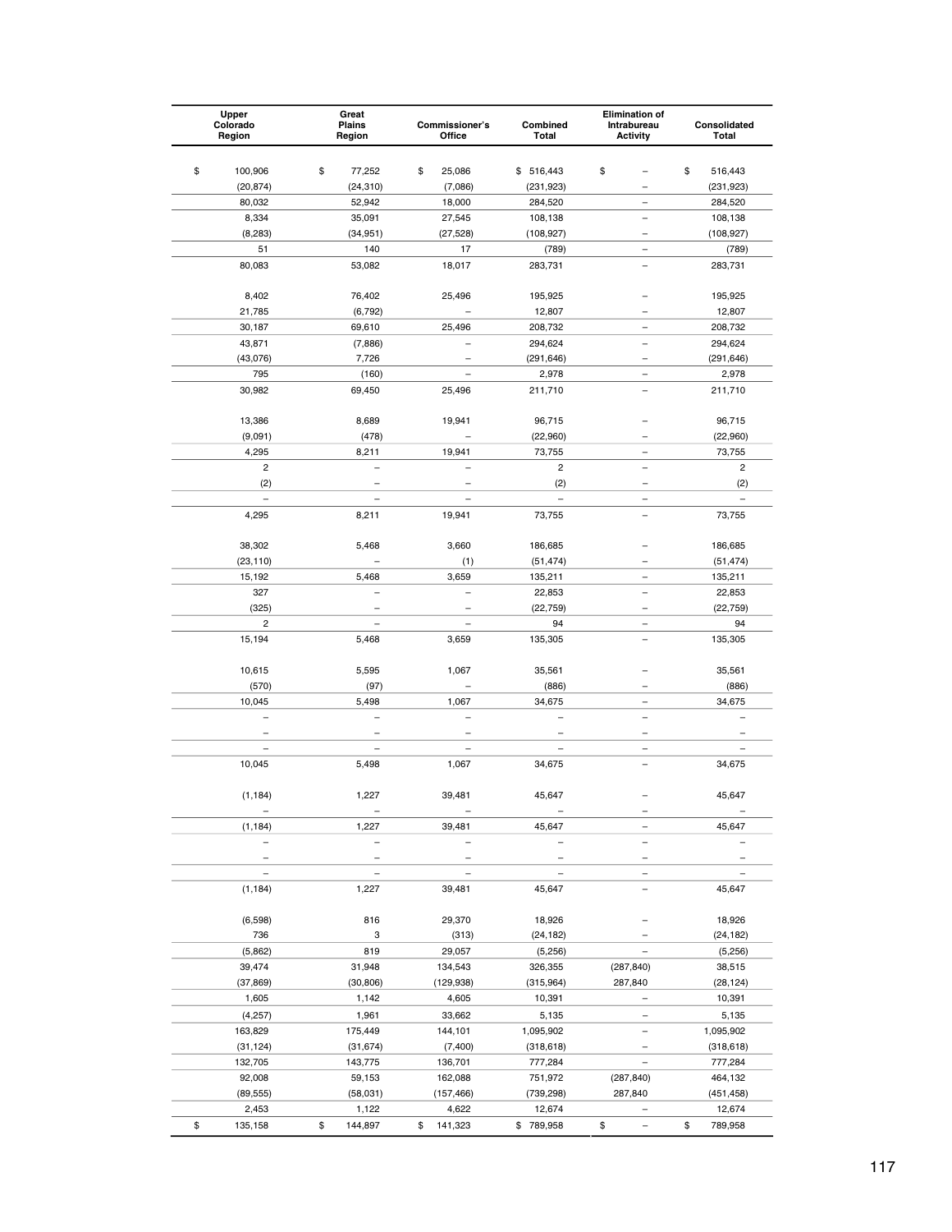| Upper Colorado Region | Great Plains Region | Commissioner's Office | Combined Total | Elimination of Intrabureau Activity | Consolidated Total |
|---|---|---|---|---|---|
| $ 100,906 | $ 77,252 | $ 25,086 | $ 516,443 | $ – | $ 516,443 |
| (20,874) | (24,310) | (7,086) | (231,923) | – | (231,923) |
| 80,032 | 52,942 | 18,000 | 284,520 | – | 284,520 |
| 8,334 | 35,091 | 27,545 | 108,138 | – | 108,138 |
| (8,283) | (34,951) | (27,528) | (108,927) | – | (108,927) |
| 51 | 140 | 17 | (789) | – | (789) |
| 80,083 | 53,082 | 18,017 | 283,731 | – | 283,731 |
| 8,402 | 76,402 | 25,496 | 195,925 | – | 195,925 |
| 21,785 | (6,792) | – | 12,807 | – | 12,807 |
| 30,187 | 69,610 | 25,496 | 208,732 | – | 208,732 |
| 43,871 | (7,886) | – | 294,624 | – | 294,624 |
| (43,076) | 7,726 | – | (291,646) | – | (291,646) |
| 795 | (160) | – | 2,978 | – | 2,978 |
| 30,982 | 69,450 | 25,496 | 211,710 | – | 211,710 |
| 13,386 | 8,689 | 19,941 | 96,715 | – | 96,715 |
| (9,091) | (478) | – | (22,960) | – | (22,960) |
| 4,295 | 8,211 | 19,941 | 73,755 | – | 73,755 |
| 2 | – | – | 2 | – | 2 |
| (2) | – | – | (2) | – | (2) |
| – | – | – | – | – | – |
| 4,295 | 8,211 | 19,941 | 73,755 | – | 73,755 |
| 38,302 | 5,468 | 3,660 | 186,685 | – | 186,685 |
| (23,110) | – | (1) | (51,474) | – | (51,474) |
| 15,192 | 5,468 | 3,659 | 135,211 | – | 135,211 |
| 327 | – | – | 22,853 | – | 22,853 |
| (325) | – | – | (22,759) | – | (22,759) |
| 2 | – | – | 94 | – | 94 |
| 15,194 | 5,468 | 3,659 | 135,305 | – | 135,305 |
| 10,615 | 5,595 | 1,067 | 35,561 | – | 35,561 |
| (570) | (97) | – | (886) | – | (886) |
| 10,045 | 5,498 | 1,067 | 34,675 | – | 34,675 |
| – | – | – | – | – | – |
| – | – | – | – | – | – |
| – | – | – | – | – | – |
| 10,045 | 5,498 | 1,067 | 34,675 | – | 34,675 |
| (1,184) | 1,227 | 39,481 | 45,647 | – | 45,647 |
| – | – | – | – | – | – |
| (1,184) | 1,227 | 39,481 | 45,647 | – | 45,647 |
| – | – | – | – | – | – |
| – | – | – | – | – | – |
| – | – | – | – | – | – |
| (1,184) | 1,227 | 39,481 | 45,647 | – | 45,647 |
| (6,598) | 816 | 29,370 | 18,926 | – | 18,926 |
| 736 | 3 | (313) | (24,182) | – | (24,182) |
| (5,862) | 819 | 29,057 | (5,256) | – | (5,256) |
| 39,474 | 31,948 | 134,543 | 326,355 | (287,840) | 38,515 |
| (37,869) | (30,806) | (129,938) | (315,964) | 287,840 | (28,124) |
| 1,605 | 1,142 | 4,605 | 10,391 | – | 10,391 |
| (4,257) | 1,961 | 33,662 | 5,135 | – | 5,135 |
| 163,829 | 175,449 | 144,101 | 1,095,902 | – | 1,095,902 |
| (31,124) | (31,674) | (7,400) | (318,618) | – | (318,618) |
| 132,705 | 143,775 | 136,701 | 777,284 | – | 777,284 |
| 92,008 | 59,153 | 162,088 | 751,972 | (287,840) | 464,132 |
| (89,555) | (58,031) | (157,466) | (739,298) | 287,840 | (451,458) |
| 2,453 | 1,122 | 4,622 | 12,674 | – | 12,674 |
| $ 135,158 | $ 144,897 | $ 141,323 | $ 789,958 | $ – | $ 789,958 |